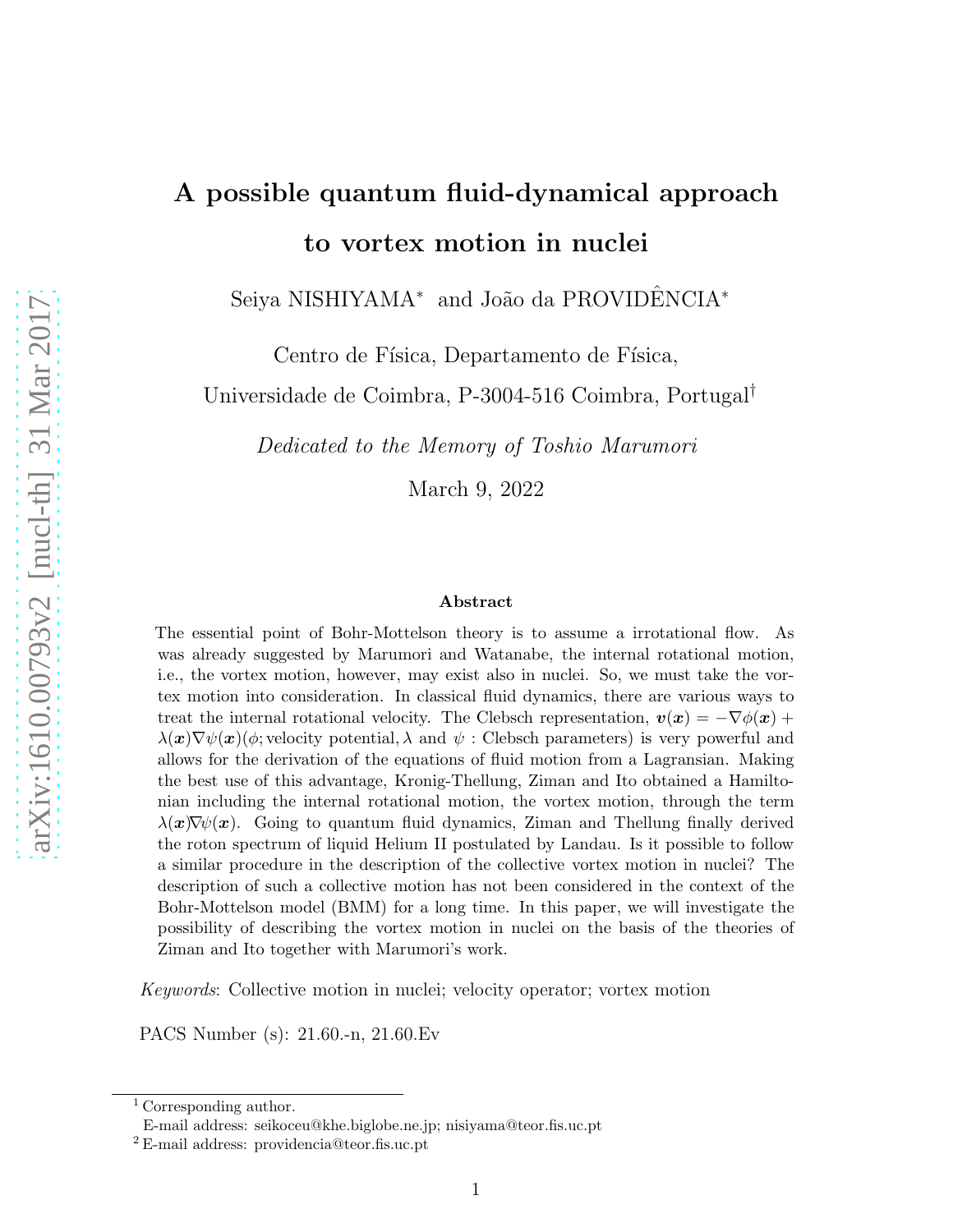# A possible quantum fluid-dynamical approach to vortex motion in nuclei

Seiya NISHIYAMA* and João da PROVIDÊNCIA*

Centro de Física, Departamento de Física,

Universidade de Coimbra, P-3004-516 Coimbra, Portugal†

*Dedicated to the Memory of Toshio Marumori*

March 9, 2022

### Abstract

The essential point of Bohr-Mottelson theory is to assume a irrotational flow. As was already suggested by Marumori and Watanabe, the internal rotational motion, i.e., the vortex motion, however, may exist also in nuclei. So, we must take the vortex motion into consideration. In classical fluid dynamics, there are various ways to treat the internal rotational velocity. The Clebsch representation, $\boldsymbol{v}(\boldsymbol{x}) = -\nabla\phi(\boldsymbol{x}) + \lambda(\boldsymbol{x})\nabla\psi(\boldsymbol{x})$($\phi$; velocity potential, $\lambda$ and $\psi$ : Clebsch parameters) is very powerful and allows for the derivation of the equations of fluid motion from a Lagransian. Making the best use of this advantage, Kronig-Thellung, Ziman and Ito obtained a Hamiltonian including the internal rotational motion, the vortex motion, through the term $\lambda(\boldsymbol{x})\nabla\psi(\boldsymbol{x})$. Going to quantum fluid dynamics, Ziman and Thellung finally derived the roton spectrum of liquid Helium II postulated by Landau. Is it possible to follow a similar procedure in the description of the collective vortex motion in nuclei? The description of such a collective motion has not been considered in the context of the Bohr-Mottelson model (BMM) for a long time. In this paper, we will investigate the possibility of describing the vortex motion in nuclei on the basis of the theories of Ziman and Ito together with Marumori's work.

*Keywords*: Collective motion in nuclei; velocity operator; vortex motion

PACS Number (s): 21.60.-n, 21.60.Ev

---

[1] Corresponding author.
E-mail address: seikoceu@khe.biglobe.ne.jp; nisiyama@teor.fis.uc.pt

[2] E-mail address: providencia@teor.fis.uc.pt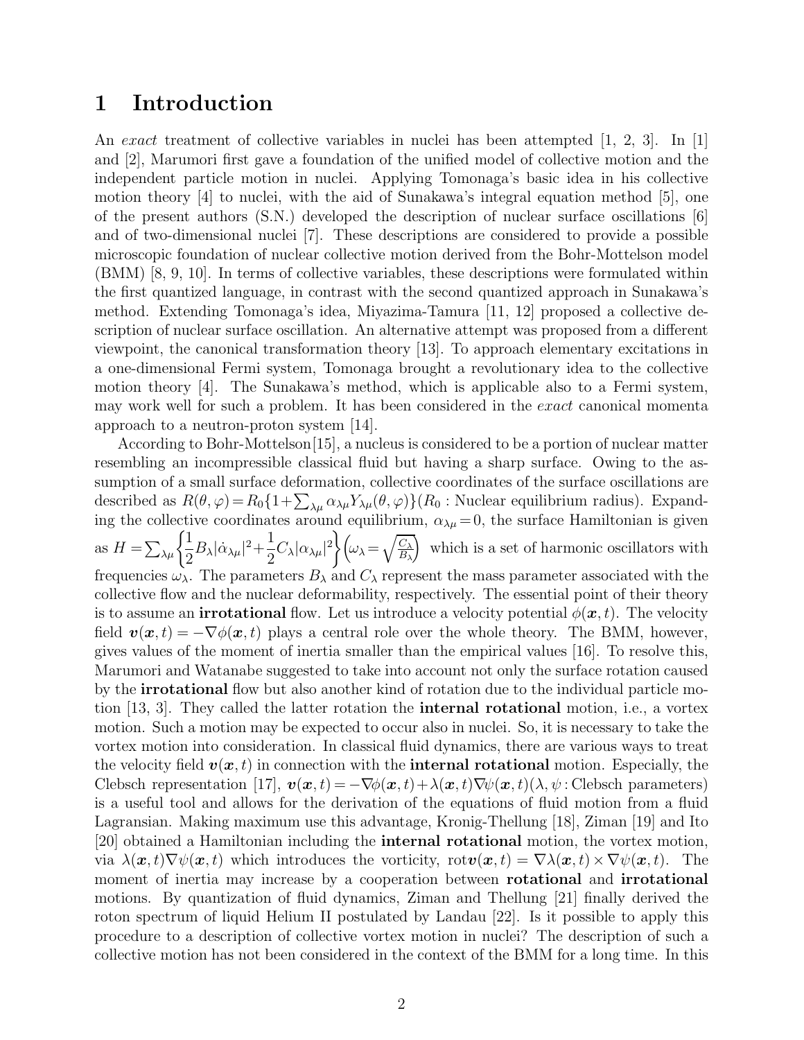# 1 Introduction

An *exact* treatment of collective variables in nuclei has been attempted [1, 2, 3]. In [1] and [2], Marumori first gave a foundation of the unified model of collective motion and the independent particle motion in nuclei. Applying Tomonaga's basic idea in his collective motion theory [4] to nuclei, with the aid of Sunakawa's integral equation method [5], one of the present authors (S.N.) developed the description of nuclear surface oscillations [6] and of two-dimensional nuclei [7]. These descriptions are considered to provide a possible microscopic foundation of nuclear collective motion derived from the Bohr-Mottelson model (BMM) [8, 9, 10]. In terms of collective variables, these descriptions were formulated within the first quantized language, in contrast with the second quantized approach in Sunakawa's method. Extending Tomonaga's idea, Miyazima-Tamura [11, 12] proposed a collective description of nuclear surface oscillation. An alternative attempt was proposed from a different viewpoint, the canonical transformation theory [13]. To approach elementary excitations in a one-dimensional Fermi system, Tomonaga brought a revolutionary idea to the collective motion theory [4]. The Sunakawa's method, which is applicable also to a Fermi system, may work well for such a problem. It has been considered in the *exact* canonical momenta approach to a neutron-proton system [14].

According to Bohr-Mottelson[15], a nucleus is considered to be a portion of nuclear matter resembling an incompressible classical fluid but having a sharp surface. Owing to the assumption of a small surface deformation, collective coordinates of the surface oscillations are described as $R(\theta,\varphi) = R_0\{1+\sum_{\lambda\mu}\alpha_{\lambda\mu}Y_{\lambda\mu}(\theta,\varphi)\}$($R_0$ : Nuclear equilibrium radius). Expanding the collective coordinates around equilibrium, $\alpha_{\lambda\mu}=0$, the surface Hamiltonian is given as $H = \sum_{\lambda\mu}\left\{\frac{1}{2}B_\lambda|\dot{\alpha}_{\lambda\mu}|^2 + \frac{1}{2}C_\lambda|\alpha_{\lambda\mu}|^2\right\}\left(\omega_\lambda = \sqrt{\frac{C_\lambda}{B_\lambda}}\right)$ which is a set of harmonic oscillators with frequencies $\omega_\lambda$. The parameters $B_\lambda$ and $C_\lambda$ represent the mass parameter associated with the collective flow and the nuclear deformability, respectively. The essential point of their theory is to assume an **irrotational** flow. Let us introduce a velocity potential $\phi(\boldsymbol{x},t)$. The velocity field $\boldsymbol{v}(\boldsymbol{x},t) = -\nabla\phi(\boldsymbol{x},t)$ plays a central role over the whole theory. The BMM, however, gives values of the moment of inertia smaller than the empirical values [16]. To resolve this, Marumori and Watanabe suggested to take into account not only the surface rotation caused by the **irrotational** flow but also another kind of rotation due to the individual particle motion [13, 3]. They called the latter rotation the **internal rotational** motion, i.e., a vortex motion. Such a motion may be expected to occur also in nuclei. So, it is necessary to take the vortex motion into consideration. In classical fluid dynamics, there are various ways to treat the velocity field $\boldsymbol{v}(\boldsymbol{x},t)$ in connection with the **internal rotational** motion. Especially, the Clebsch representation [17], $\boldsymbol{v}(\boldsymbol{x},t) = -\nabla\phi(\boldsymbol{x},t) + \lambda(\boldsymbol{x},t)\nabla\psi(\boldsymbol{x},t)(\lambda,\psi:\text{Clebsch parameters})$ is a useful tool and allows for the derivation of the equations of fluid motion from a fluid Lagransian. Making maximum use this advantage, Kronig-Thellung [18], Ziman [19] and Ito [20] obtained a Hamiltonian including the **internal rotational** motion, the vortex motion, via $\lambda(\boldsymbol{x},t)\nabla\psi(\boldsymbol{x},t)$ which introduces the vorticity, $\text{rot}\boldsymbol{v}(\boldsymbol{x},t) = \nabla\lambda(\boldsymbol{x},t)\times\nabla\psi(\boldsymbol{x},t)$. The moment of inertia may increase by a cooperation between **rotational** and **irrotational** motions. By quantization of fluid dynamics, Ziman and Thellung [21] finally derived the roton spectrum of liquid Helium II postulated by Landau [22]. Is it possible to apply this procedure to a description of collective vortex motion in nuclei? The description of such a collective motion has not been considered in the context of the BMM for a long time. In this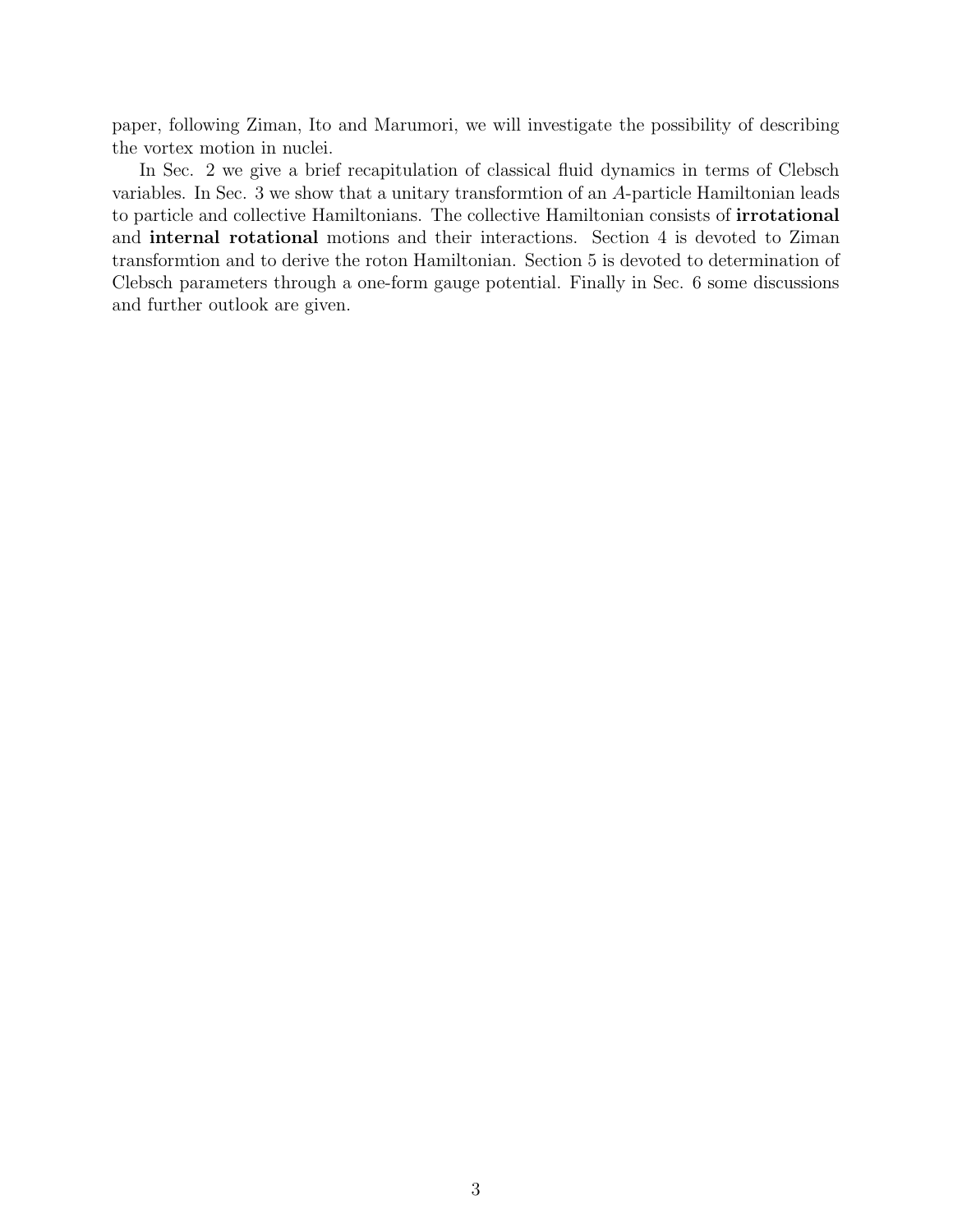paper, following Ziman, Ito and Marumori, we will investigate the possibility of describing the vortex motion in nuclei.

In Sec. 2 we give a brief recapitulation of classical fluid dynamics in terms of Clebsch variables. In Sec. 3 we show that a unitary transformtion of an $A$-particle Hamiltonian leads to particle and collective Hamiltonians. The collective Hamiltonian consists of **irrotational** and **internal rotational** motions and their interactions. Section 4 is devoted to Ziman transformtion and to derive the roton Hamiltonian. Section 5 is devoted to determination of Clebsch parameters through a one-form gauge potential. Finally in Sec. 6 some discussions and further outlook are given.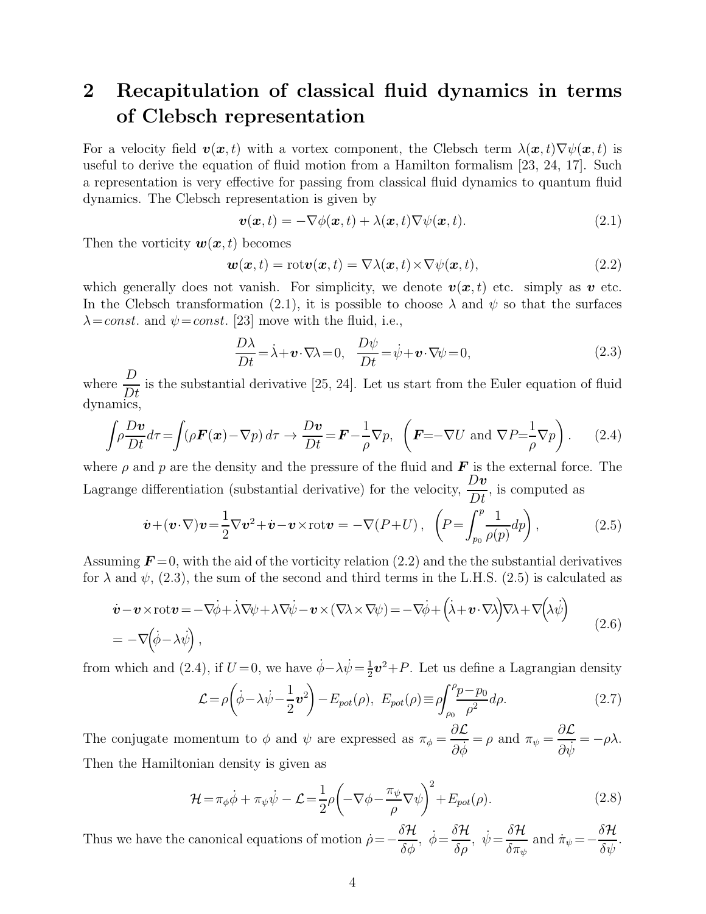## 2 Recapitulation of classical fluid dynamics in terms of Clebsch representation

For a velocity field $\boldsymbol{v}(\boldsymbol{x},t)$ with a vortex component, the Clebsch term $\lambda(\boldsymbol{x},t)\nabla\psi(\boldsymbol{x},t)$ is useful to derive the equation of fluid motion from a Hamilton formalism [23, 24, 17]. Such a representation is very effective for passing from classical fluid dynamics to quantum fluid dynamics. The Clebsch representation is given by

$$\boldsymbol{v}(\boldsymbol{x},t) = -\nabla\phi(\boldsymbol{x},t) + \lambda(\boldsymbol{x},t)\nabla\psi(\boldsymbol{x},t). \tag{2.1}$$

Then the vorticity $\boldsymbol{w}(\boldsymbol{x},t)$ becomes

$$\boldsymbol{w}(\boldsymbol{x},t) = \mathrm{rot}\boldsymbol{v}(\boldsymbol{x},t) = \nabla\lambda(\boldsymbol{x},t)\times\nabla\psi(\boldsymbol{x},t), \tag{2.2}$$

which generally does not vanish. For simplicity, we denote $\boldsymbol{v}(\boldsymbol{x},t)$ etc. simply as $\boldsymbol{v}$ etc. In the Clebsch transformation (2.1), it is possible to choose $\lambda$ and $\psi$ so that the surfaces $\lambda = const.$ and $\psi = const.$ [23] move with the fluid, i.e.,

$$\frac{D\lambda}{Dt} = \dot{\lambda} + \boldsymbol{v}\cdot\nabla\lambda = 0, \quad \frac{D\psi}{Dt} = \dot{\psi} + \boldsymbol{v}\cdot\nabla\psi = 0, \tag{2.3}$$

where $\dfrac{D}{Dt}$ is the substantial derivative [25, 24]. Let us start from the Euler equation of fluid dynamics,

$$\int\rho\frac{D\boldsymbol{v}}{Dt}d\tau = \int(\rho\boldsymbol{F}(\boldsymbol{x}) - \nabla p)\,d\tau \rightarrow \frac{D\boldsymbol{v}}{Dt} = \boldsymbol{F} - \frac{1}{\rho}\nabla p, \quad \left(\boldsymbol{F} = -\nabla U \text{ and } \nabla P = \frac{1}{\rho}\nabla p\right). \tag{2.4}$$

where $\rho$ and $p$ are the density and the pressure of the fluid and $\boldsymbol{F}$ is the external force. The Lagrange differentiation (substantial derivative) for the velocity, $\dfrac{D\boldsymbol{v}}{Dt}$, is computed as

$$\dot{\boldsymbol{v}} + (\boldsymbol{v}\cdot\nabla)\boldsymbol{v} = \frac{1}{2}\nabla\boldsymbol{v}^2 + \dot{\boldsymbol{v}} - \boldsymbol{v}\times\mathrm{rot}\boldsymbol{v} = -\nabla(P+U), \quad \left(P = \int_{p_0}^{p}\frac{1}{\rho(p)}dp\right), \tag{2.5}$$

Assuming $\boldsymbol{F} = 0$, with the aid of the vorticity relation (2.2) and the the substantial derivatives for $\lambda$ and $\psi$, (2.3), the sum of the second and third terms in the L.H.S. (2.5) is calculated as

$$\begin{aligned}\dot{\boldsymbol{v}} - \boldsymbol{v}\times\mathrm{rot}\boldsymbol{v} &= -\nabla\dot{\phi} + \dot{\lambda}\nabla\psi + \lambda\nabla\dot{\psi} - \boldsymbol{v}\times(\nabla\lambda\times\nabla\psi) = -\nabla\dot{\phi} + \left(\dot{\lambda} + \boldsymbol{v}\cdot\nabla\lambda\right)\nabla\lambda + \nabla\left(\lambda\dot{\psi}\right) \\ &= -\nabla\left(\dot{\phi} - \lambda\dot{\psi}\right),\end{aligned} \tag{2.6}$$

from which and (2.4), if $U = 0$, we have $\dot{\phi} - \lambda\dot{\psi} = \frac{1}{2}\boldsymbol{v}^2 + P$. Let us define a Lagrangian density

$$\mathcal{L} = \rho\left(\dot{\phi} - \lambda\dot{\psi} - \frac{1}{2}\boldsymbol{v}^2\right) - E_{pot}(\rho), \quad E_{pot}(\rho) \equiv \rho\int_{\rho_0}^{\rho}\frac{p - p_0}{\rho^2}d\rho. \tag{2.7}$$

The conjugate momentum to $\phi$ and $\psi$ are expressed as $\pi_\phi = \dfrac{\partial\mathcal{L}}{\partial\dot{\phi}} = \rho$ and $\pi_\psi = \dfrac{\partial\mathcal{L}}{\partial\dot{\psi}} = -\rho\lambda$. Then the Hamiltonian density is given as

$$\mathcal{H} = \pi_\phi\dot{\phi} + \pi_\psi\dot{\psi} - \mathcal{L} = \frac{1}{2}\rho\left(-\nabla\phi - \frac{\pi_\psi}{\rho}\nabla\psi\right)^2 + E_{pot}(\rho). \tag{2.8}$$

Thus we have the canonical equations of motion $\dot{\rho} = -\dfrac{\delta\mathcal{H}}{\delta\phi}$, $\dot{\phi} = \dfrac{\delta\mathcal{H}}{\delta\rho}$, $\dot{\psi} = \dfrac{\delta\mathcal{H}}{\delta\pi_\psi}$ and $\dot{\pi}_\psi = -\dfrac{\delta\mathcal{H}}{\delta\psi}$.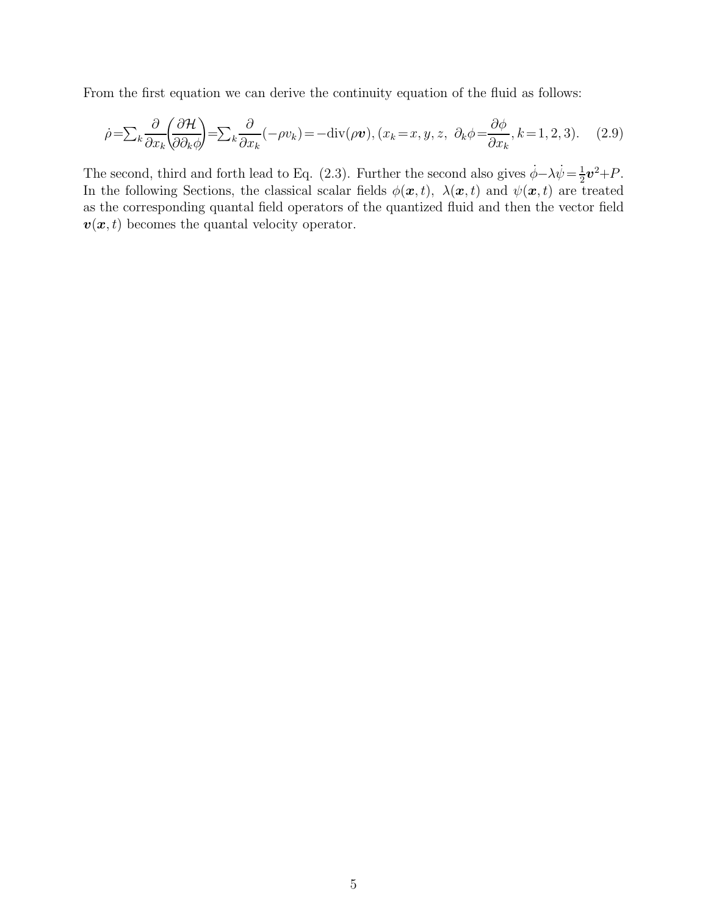From the first equation we can derive the continuity equation of the fluid as follows:

$$\dot{\rho}=\sum_k \frac{\partial}{\partial x_k}\left(\frac{\partial \mathcal{H}}{\partial \partial_k \phi}\right)=\sum_k \frac{\partial}{\partial x_k}(-\rho v_k)=-\mathrm{div}(\rho \boldsymbol{v}), (x_k=x, y, z,\ \partial_k \phi=\frac{\partial \phi}{\partial x_k}, k=1,2,3). \quad (2.9)$$

The second, third and forth lead to Eq. (2.3). Further the second also gives $\dot{\phi}-\lambda\dot{\psi}=\frac{1}{2}\boldsymbol{v}^2+P$. In the following Sections, the classical scalar fields $\phi(\boldsymbol{x},t)$, $\lambda(\boldsymbol{x},t)$ and $\psi(\boldsymbol{x},t)$ are treated as the corresponding quantal field operators of the quantized fluid and then the vector field $\boldsymbol{v}(\boldsymbol{x},t)$ becomes the quantal velocity operator.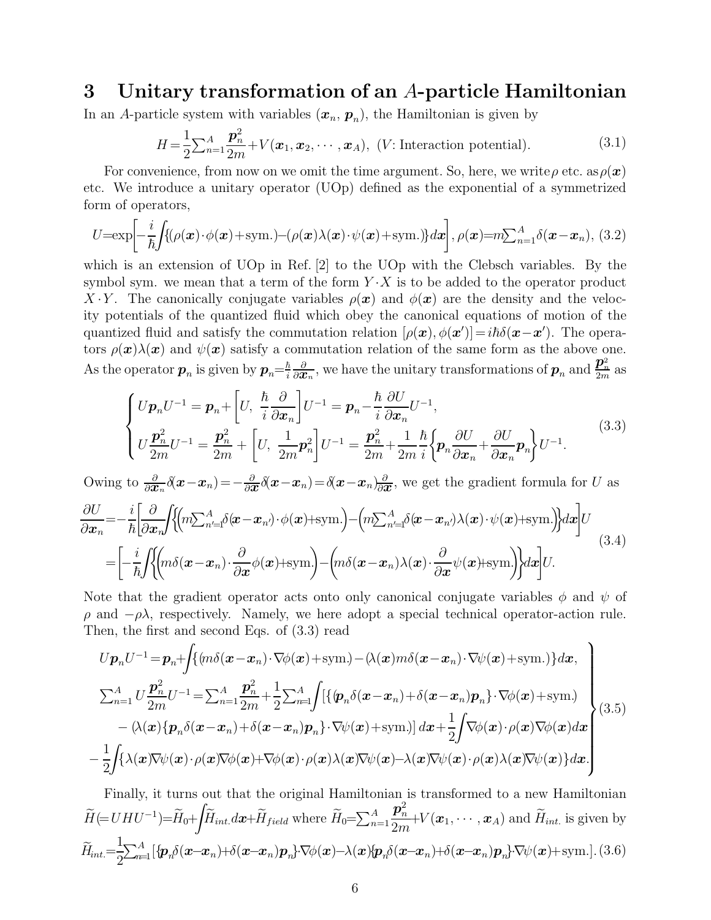# 3 Unitary transformation of an $A$-particle Hamiltonian

In an $A$-particle system with variables $(\boldsymbol{x}_n, \boldsymbol{p}_n)$, the Hamiltonian is given by

$$H = \frac{1}{2}\sum_{n=1}^{A}\frac{\boldsymbol{p}_n^2}{2m} + V(\boldsymbol{x}_1, \boldsymbol{x}_2, \cdots, \boldsymbol{x}_A), \ (V\text{: Interaction potential}). \tag{3.1}$$

For convenience, from now on we omit the time argument. So, here, we write $\rho$ etc. as $\rho(\boldsymbol{x})$ etc. We introduce a unitary operator (UOp) defined as the exponential of a symmetrized form of operators,

$$U = \exp\left[-\frac{i}{\hbar}\int\{(\rho(\boldsymbol{x})\cdot\phi(\boldsymbol{x}) + \text{sym.}) - (\rho(\boldsymbol{x})\lambda(\boldsymbol{x})\cdot\psi(\boldsymbol{x}) + \text{sym.})\}d\boldsymbol{x}\right], \rho(\boldsymbol{x}) = m\sum_{n=1}^{A}\delta(\boldsymbol{x}-\boldsymbol{x}_n), \tag{3.2}$$

which is an extension of UOp in Ref. [2] to the UOp with the Clebsch variables. By the symbol sym. we mean that a term of the form $Y \cdot X$ is to be added to the operator product $X \cdot Y$. The canonically conjugate variables $\rho(\boldsymbol{x})$ and $\phi(\boldsymbol{x})$ are the density and the velocity potentials of the quantized fluid which obey the canonical equations of motion of the quantized fluid and satisfy the commutation relation $[\rho(\boldsymbol{x}), \phi(\boldsymbol{x}')] = i\hbar\delta(\boldsymbol{x}-\boldsymbol{x}')$. The operators $\rho(\boldsymbol{x})\lambda(\boldsymbol{x})$ and $\psi(\boldsymbol{x})$ satisfy a commutation relation of the same form as the above one. As the operator $\boldsymbol{p}_n$ is given by $\boldsymbol{p}_n = \frac{\hbar}{i}\frac{\partial}{\partial \boldsymbol{x}_n}$, we have the unitary transformations of $\boldsymbol{p}_n$ and $\frac{\boldsymbol{p}_n^2}{2m}$ as

$$\begin{cases} U\boldsymbol{p}_n U^{-1} = \boldsymbol{p}_n + \left[U, \ \dfrac{\hbar}{i}\dfrac{\partial}{\partial \boldsymbol{x}_n}\right]U^{-1} = \boldsymbol{p}_n - \dfrac{\hbar}{i}\dfrac{\partial U}{\partial \boldsymbol{x}_n}U^{-1}, \\ U\dfrac{\boldsymbol{p}_n^2}{2m}U^{-1} = \dfrac{\boldsymbol{p}_n^2}{2m} + \left[U, \ \dfrac{1}{2m}\boldsymbol{p}_n^2\right]U^{-1} = \dfrac{\boldsymbol{p}_n^2}{2m} + \dfrac{1}{2m}\dfrac{\hbar}{i}\left\{\boldsymbol{p}_n\dfrac{\partial U}{\partial \boldsymbol{x}_n} + \dfrac{\partial U}{\partial \boldsymbol{x}_n}\boldsymbol{p}_n\right\}U^{-1}. \end{cases} \tag{3.3}$$

Owing to $\frac{\partial}{\partial \boldsymbol{x}_n}\delta(\boldsymbol{x}-\boldsymbol{x}_n) = -\frac{\partial}{\partial \boldsymbol{x}}\delta(\boldsymbol{x}-\boldsymbol{x}_n) = \delta(\boldsymbol{x}-\boldsymbol{x}_n)\frac{\partial}{\partial \boldsymbol{x}}$, we get the gradient formula for $U$ as

$$\begin{aligned} \frac{\partial U}{\partial \boldsymbol{x}_n} &= -\frac{i}{\hbar}\left[\frac{\partial}{\partial \boldsymbol{x}_n}\int\left\{\left(m\sum_{n'=1}^{A}\delta(\boldsymbol{x}-\boldsymbol{x}_{n'})\cdot\phi(\boldsymbol{x}) + \text{sym.}\right) - \left(m\sum_{n'=1}^{A}\delta(\boldsymbol{x}-\boldsymbol{x}_{n'})\lambda(\boldsymbol{x})\cdot\psi(\boldsymbol{x}) + \text{sym.}\right)\right\}d\boldsymbol{x}\right]U \\ &= \left[-\frac{i}{\hbar}\int\left\{\left(m\delta(\boldsymbol{x}-\boldsymbol{x}_n)\cdot\frac{\partial}{\partial \boldsymbol{x}}\phi(\boldsymbol{x}) + \text{sym.}\right) - \left(m\delta(\boldsymbol{x}-\boldsymbol{x}_n)\lambda(\boldsymbol{x})\cdot\frac{\partial}{\partial \boldsymbol{x}}\psi(\boldsymbol{x}) + \text{sym.}\right)\right\}d\boldsymbol{x}\right]U. \end{aligned} \tag{3.4}$$

Note that the gradient operator acts onto only canonical conjugate variables $\phi$ and $\psi$ of $\rho$ and $-\rho\lambda$, respectively. Namely, we here adopt a special technical operator-action rule. Then, the first and second Eqs. of (3.3) read

$$\left.\begin{aligned} &U\boldsymbol{p}_n U^{-1} = \boldsymbol{p}_n + \int\{(m\delta(\boldsymbol{x}-\boldsymbol{x}_n)\cdot\nabla\phi(\boldsymbol{x}) + \text{sym.}) - (\lambda(\boldsymbol{x})m\delta(\boldsymbol{x}-\boldsymbol{x}_n)\cdot\nabla\psi(\boldsymbol{x}) + \text{sym.})\}d\boldsymbol{x}, \\ &\sum_{n=1}^{A} U\frac{\boldsymbol{p}_n^2}{2m}U^{-1} = \sum_{n=1}^{A}\frac{\boldsymbol{p}_n^2}{2m} + \frac{1}{2}\sum_{n=1}^{A}\int[\{(\boldsymbol{p}_n\delta(\boldsymbol{x}-\boldsymbol{x}_n) + \delta(\boldsymbol{x}-\boldsymbol{x}_n)\boldsymbol{p}_n\}\cdot\nabla\phi(\boldsymbol{x}) + \text{sym.}) \\ &\quad - (\lambda(\boldsymbol{x})\{\boldsymbol{p}_n\delta(\boldsymbol{x}-\boldsymbol{x}_n) + \delta(\boldsymbol{x}-\boldsymbol{x}_n)\boldsymbol{p}_n\}\cdot\nabla\psi(\boldsymbol{x}) + \text{sym.})]\,d\boldsymbol{x} + \frac{1}{2}\int\nabla\phi(\boldsymbol{x})\cdot\rho(\boldsymbol{x})\nabla\phi(\boldsymbol{x})d\boldsymbol{x} \\ &- \frac{1}{2}\int\{\lambda(\boldsymbol{x})\nabla\psi(\boldsymbol{x})\cdot\rho(\boldsymbol{x})\nabla\phi(\boldsymbol{x}) + \nabla\phi(\boldsymbol{x})\cdot\rho(\boldsymbol{x})\lambda(\boldsymbol{x})\nabla\psi(\boldsymbol{x}) - \lambda(\boldsymbol{x})\nabla\psi(\boldsymbol{x})\cdot\rho(\boldsymbol{x})\lambda(\boldsymbol{x})\nabla\psi(\boldsymbol{x})\}d\boldsymbol{x}. \end{aligned}\right\} \tag{3.5}$$

Finally, it turns out that the original Hamiltonian is transformed to a new Hamiltonian $\widetilde{H}(=UHU^{-1}) = \widetilde{H}_0 + \int\widetilde{H}_{int.}d\boldsymbol{x} + \widetilde{H}_{field}$ where $\widetilde{H}_0 = \sum_{n=1}^{A}\frac{\boldsymbol{p}_n^2}{2m} + V(\boldsymbol{x}_1, \cdots, \boldsymbol{x}_A)$ and $\widetilde{H}_{int.}$ is given by

$$\widetilde{H}_{int.} = \frac{1}{2}\sum_{n=1}^{A}[\{\boldsymbol{p}_n\delta(\boldsymbol{x}-\boldsymbol{x}_n) + \delta(\boldsymbol{x}-\boldsymbol{x}_n)\boldsymbol{p}_n\}\cdot\nabla\phi(\boldsymbol{x}) - \lambda(\boldsymbol{x})\{\boldsymbol{p}_n\delta(\boldsymbol{x}-\boldsymbol{x}_n) + \delta(\boldsymbol{x}-\boldsymbol{x}_n)\boldsymbol{p}_n\}\cdot\nabla\psi(\boldsymbol{x}) + \text{sym.}]. \tag{3.6}$$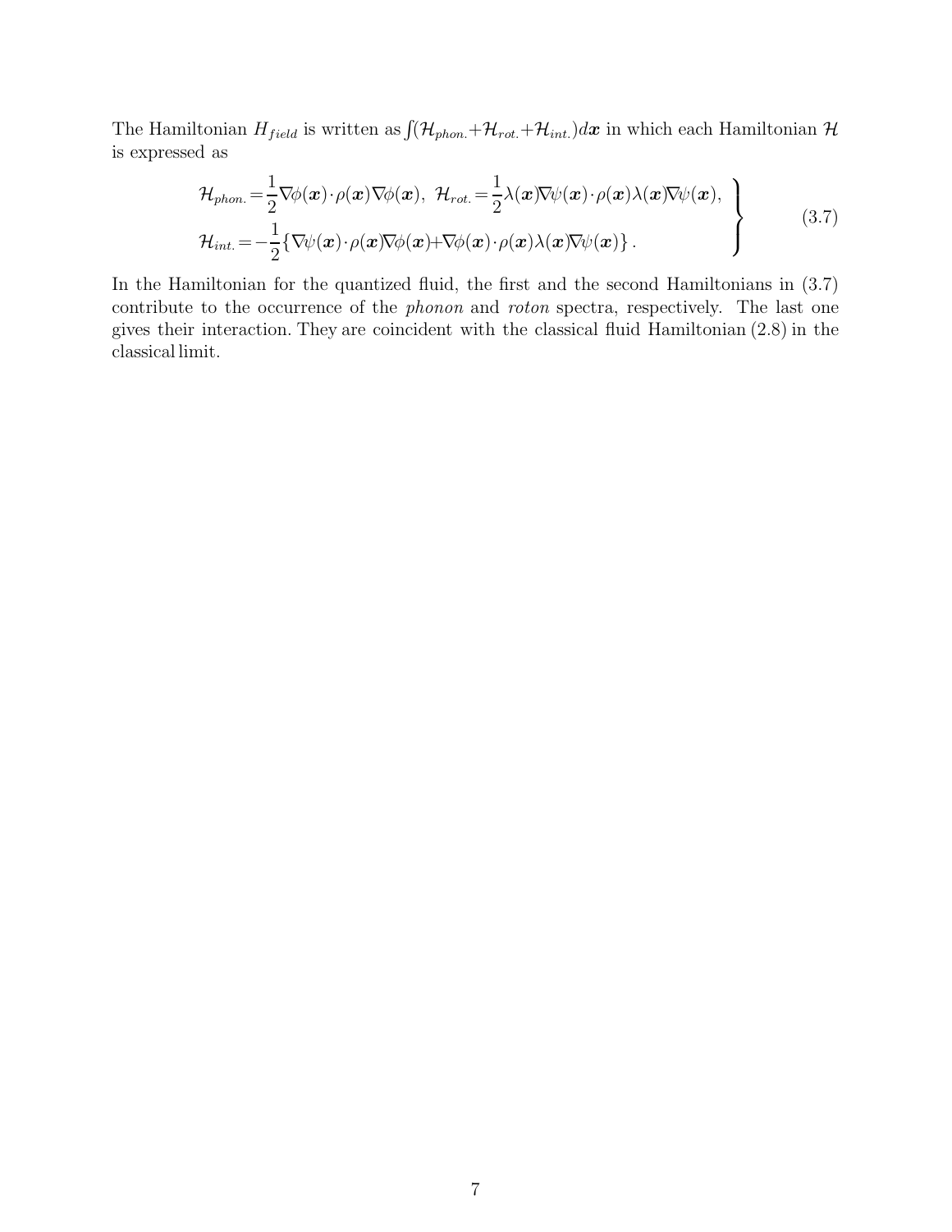The Hamiltonian $H_{field}$ is written as $\int(\mathcal{H}_{phon.}+\mathcal{H}_{rot.}+\mathcal{H}_{int.})d\boldsymbol{x}$ in which each Hamiltonian $\mathcal{H}$ is expressed as

$$
\left.\begin{aligned}
&\mathcal{H}_{phon.}=\frac{1}{2}\nabla\phi(\boldsymbol{x})\cdot\rho(\boldsymbol{x})\nabla\phi(\boldsymbol{x}),\ \mathcal{H}_{rot.}=\frac{1}{2}\lambda(\boldsymbol{x})\nabla\psi(\boldsymbol{x})\cdot\rho(\boldsymbol{x})\lambda(\boldsymbol{x})\nabla\psi(\boldsymbol{x}),\\
&\mathcal{H}_{int.}=-\frac{1}{2}\{\nabla\psi(\boldsymbol{x})\cdot\rho(\boldsymbol{x})\nabla\phi(\boldsymbol{x})+\nabla\phi(\boldsymbol{x})\cdot\rho(\boldsymbol{x})\lambda(\boldsymbol{x})\nabla\psi(\boldsymbol{x})\}\,.
\end{aligned}\right\}
\tag{3.7}
$$

In the Hamiltonian for the quantized fluid, the first and the second Hamiltonians in (3.7) contribute to the occurrence of the *phonon* and *roton* spectra, respectively. The last one gives their interaction. They are coincident with the classical fluid Hamiltonian (2.8) in the classical limit.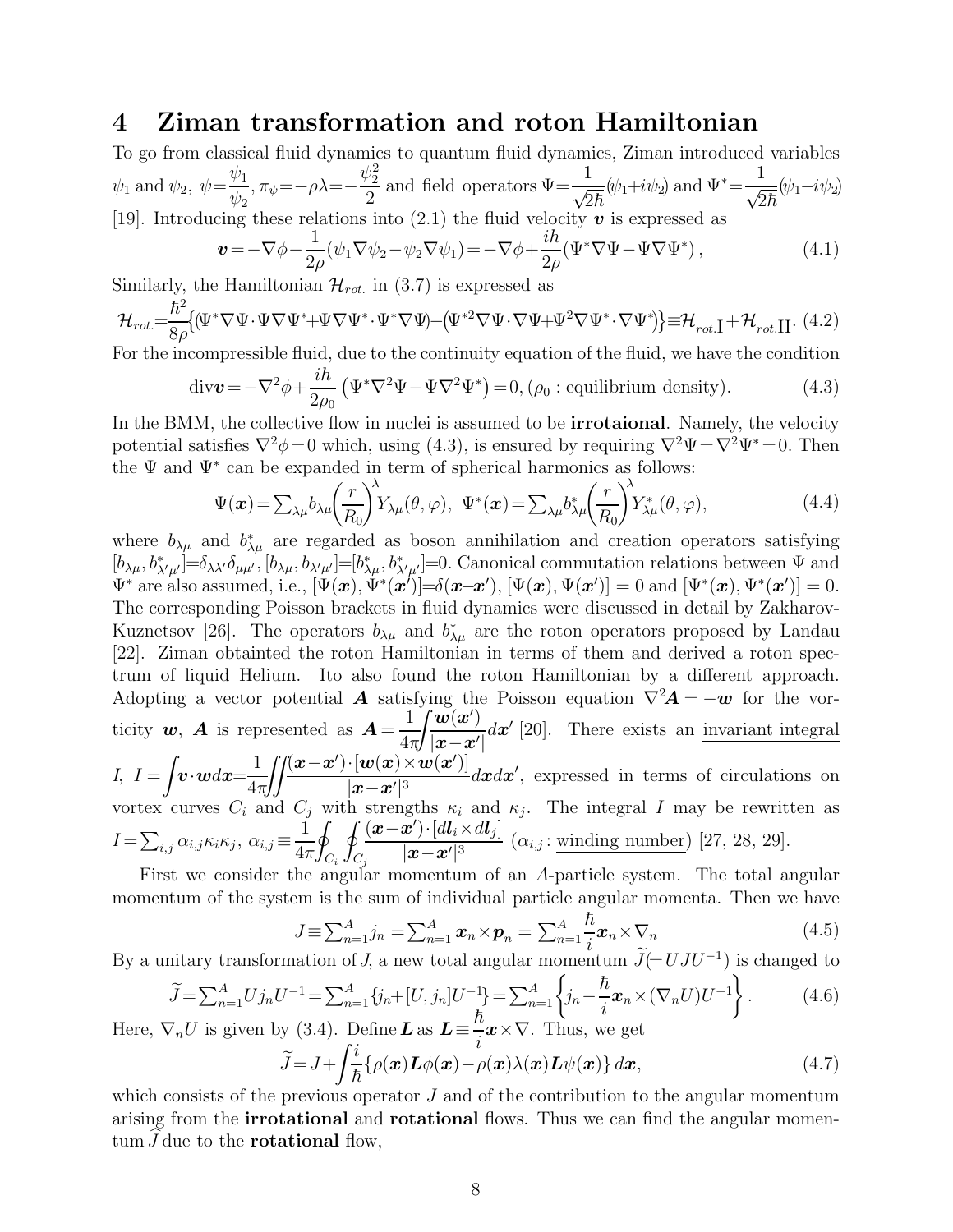# 4 Ziman transformation and roton Hamiltonian

To go from classical fluid dynamics to quantum fluid dynamics, Ziman introduced variables $\psi_1$ and $\psi_2$, $\psi = \dfrac{\psi_1}{\psi_2}, \pi_\psi = -\rho\lambda = -\dfrac{\psi_2^2}{2}$ and field operators $\Psi = \dfrac{1}{\sqrt{2\hbar}}(\psi_1 + i\psi_2)$ and $\Psi^* = \dfrac{1}{\sqrt{2\hbar}}(\psi_1 - i\psi_2)$ [19]. Introducing these relations into (2.1) the fluid velocity $\boldsymbol{v}$ is expressed as

$$
\boldsymbol{v} = -\nabla\phi - \frac{1}{2\rho}(\psi_1 \nabla\psi_2 - \psi_2 \nabla\psi_1) = -\nabla\phi + \frac{i\hbar}{2\rho}(\Psi^* \nabla\Psi - \Psi\nabla\Psi^*)\,, \tag{4.1}
$$

Similarly, the Hamiltonian $\mathcal{H}_{rot.}$ in (3.7) is expressed as

$$
\mathcal{H}_{rot.} = \frac{\hbar^2}{8\rho}\left\{\left(\Psi^* \nabla\Psi \cdot \Psi\nabla\Psi^* + \Psi\nabla\Psi^* \cdot \Psi^*\nabla\Psi\right) - \left(\Psi^{*2}\nabla\Psi \cdot \nabla\Psi + \Psi^2 \nabla\Psi^* \cdot \nabla\Psi^*\right)\right\} \equiv \mathcal{H}_{rot.\mathrm{I}} + \mathcal{H}_{rot.\mathrm{II}}. \tag{4.2}
$$

For the incompressible fluid, due to the continuity equation of the fluid, we have the condition

$$
\mathrm{div}\boldsymbol{v} = -\nabla^2\phi + \frac{i\hbar}{2\rho_0}\left(\Psi^*\nabla^2\Psi - \Psi\nabla^2\Psi^*\right) = 0, (\rho_0 : \text{equilibrium density}). \tag{4.3}
$$

In the BMM, the collective flow in nuclei is assumed to be **irrotaional**. Namely, the velocity potential satisfies $\nabla^2\phi = 0$ which, using (4.3), is ensured by requiring $\nabla^2\Psi = \nabla^2\Psi^* = 0$. Then the $\Psi$ and $\Psi^*$ can be expanded in term of spherical harmonics as follows:

$$
\Psi(\boldsymbol{x}) = \sum\nolimits_{\lambda\mu} b_{\lambda\mu}\left(\frac{r}{R_0}\right)^\lambda Y_{\lambda\mu}(\theta,\varphi), \;\; \Psi^*(\boldsymbol{x}) = \sum\nolimits_{\lambda\mu} b^*_{\lambda\mu}\left(\frac{r}{R_0}\right)^\lambda Y^*_{\lambda\mu}(\theta,\varphi), \tag{4.4}
$$

where $b_{\lambda\mu}$ and $b^*_{\lambda\mu}$ are regarded as boson annihilation and creation operators satisfying $[b_{\lambda\mu}, b^*_{\lambda'\mu'}] = \delta_{\lambda\lambda'}\delta_{\mu\mu'}$, $[b_{\lambda\mu}, b_{\lambda'\mu'}] = [b^*_{\lambda\mu}, b^*_{\lambda'\mu'}] = 0$. Canonical commutation relations between $\Psi$ and $\Psi^*$ are also assumed, i.e., $[\Psi(\boldsymbol{x}), \Psi^*(\boldsymbol{x}')] = \delta(\boldsymbol{x} - \boldsymbol{x}')$, $[\Psi(\boldsymbol{x}), \Psi(\boldsymbol{x}')] = 0$ and $[\Psi^*(\boldsymbol{x}), \Psi^*(\boldsymbol{x}')] = 0$. The corresponding Poisson brackets in fluid dynamics were discussed in detail by Zakharov-Kuznetsov [26]. The operators $b_{\lambda\mu}$ and $b^*_{\lambda\mu}$ are the roton operators proposed by Landau [22]. Ziman obtainted the roton Hamiltonian in terms of them and derived a roton spectrum of liquid Helium. Ito also found the roton Hamiltonian by a different approach. Adopting a vector potential $\boldsymbol{A}$ satisfying the Poisson equation $\nabla^2\boldsymbol{A} = -\boldsymbol{w}$ for the vorticity $\boldsymbol{w}$, $\boldsymbol{A}$ is represented as $\boldsymbol{A} = \dfrac{1}{4\pi}\displaystyle\int \frac{\boldsymbol{w}(\boldsymbol{x}')}{|\boldsymbol{x} - \boldsymbol{x}'|}d\boldsymbol{x}'$ [20]. There exists an invariant integral $I$, $I = \displaystyle\int \boldsymbol{v}\cdot\boldsymbol{w}d\boldsymbol{x} = \frac{1}{4\pi}\iint \frac{(\boldsymbol{x} - \boldsymbol{x}')\cdot[\boldsymbol{w}(\boldsymbol{x}) \times \boldsymbol{w}(\boldsymbol{x}')]}{|\boldsymbol{x} - \boldsymbol{x}'|^3}d\boldsymbol{x}d\boldsymbol{x}'$, expressed in terms of circulations on vortex curves $C_i$ and $C_j$ with strengths $\kappa_i$ and $\kappa_j$. The integral $I$ may be rewritten as $I = \sum_{i,j}\alpha_{i,j}\kappa_i\kappa_j$, $\alpha_{i,j} \equiv \dfrac{1}{4\pi}\displaystyle\oint_{C_i}\oint_{C_j}\frac{(\boldsymbol{x} - \boldsymbol{x}')\cdot[d\boldsymbol{l}_i \times d\boldsymbol{l}_j]}{|\boldsymbol{x} - \boldsymbol{x}'|^3}$ ($\alpha_{i,j}$: winding number) [27, 28, 29].

First we consider the angular momentum of an $A$-particle system. The total angular momentum of the system is the sum of individual particle angular momenta. Then we have

$$
J \equiv \sum\nolimits_{n=1}^A j_n = \sum\nolimits_{n=1}^A \boldsymbol{x}_n \times \boldsymbol{p}_n = \sum\nolimits_{n=1}^A \frac{\hbar}{i}\boldsymbol{x}_n \times \nabla_n \tag{4.5}
$$

By a unitary transformation of $J$, a new total angular momentum $\widetilde{J} (= UJU^{-1})$ is changed to

$$
\widetilde{J} = \sum\nolimits_{n=1}^A U j_n U^{-1} = \sum\nolimits_{n=1}^A \{j_n + [U, j_n]U^{-1}\} = \sum\nolimits_{n=1}^A \left\{j_n - \frac{\hbar}{i}\boldsymbol{x}_n \times (\nabla_n U)U^{-1}\right\}. \tag{4.6}
$$

Here, $\nabla_n U$ is given by (3.4). Define $\boldsymbol{L}$ as $\boldsymbol{L} \equiv \dfrac{\hbar}{i}\boldsymbol{x} \times \nabla$. Thus, we get

$$
\widetilde{J} = J + \int \frac{i}{\hbar}\{\rho(\boldsymbol{x})\boldsymbol{L}\phi(\boldsymbol{x}) - \rho(\boldsymbol{x})\lambda(\boldsymbol{x})\boldsymbol{L}\psi(\boldsymbol{x})\}\, d\boldsymbol{x}, \tag{4.7}
$$

which consists of the previous operator $J$ and of the contribution to the angular momentum arising from the **irrotational** and **rotational** flows. Thus we can find the angular momentum $\widehat{J}$ due to the **rotational** flow,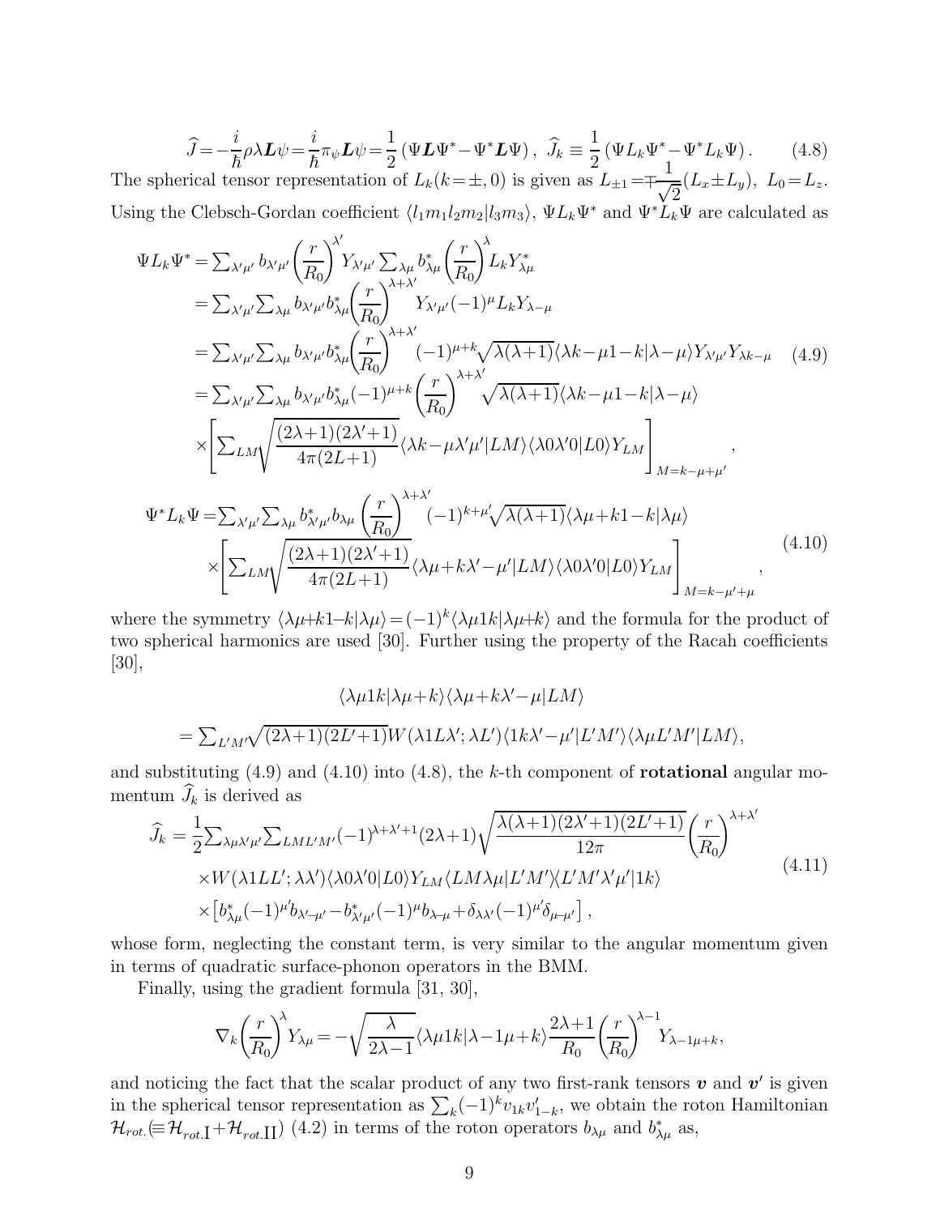$$\widehat{J} = -\frac{i}{\hbar}\rho\lambda \boldsymbol{L}\psi = \frac{i}{\hbar}\pi_\psi \boldsymbol{L}\psi = \frac{1}{2}\left(\Psi \boldsymbol{L}\Psi^* - \Psi^* \boldsymbol{L}\Psi\right), \ \ \widehat{J}_k \equiv \frac{1}{2}\left(\Psi L_k \Psi^* - \Psi^* L_k \Psi\right). \tag{4.8}$$

The spherical tensor representation of $L_k (k = \pm, 0)$ is given as $L_{\pm 1} = \mp \frac{1}{\sqrt{2}}(L_x \pm L_y)$, $L_0 = L_z$. Using the Clebsch-Gordan coefficient $\langle l_1 m_1 l_2 m_2 | l_3 m_3 \rangle$, $\Psi L_k \Psi^*$ and $\Psi^* L_k \Psi$ are calculated as

$$\begin{aligned}
\Psi L_k \Psi^* &= \sum_{\lambda'\mu'} b_{\lambda'\mu'} \left(\frac{r}{R_0}\right)^{\lambda'} Y_{\lambda'\mu'} \sum_{\lambda\mu} b^*_{\lambda\mu} \left(\frac{r}{R_0}\right)^{\lambda} L_k Y^*_{\lambda\mu} \\
&= \sum_{\lambda'\mu'} \sum_{\lambda\mu} b_{\lambda'\mu'} b^*_{\lambda\mu} \left(\frac{r}{R_0}\right)^{\lambda+\lambda'} Y_{\lambda'\mu'} (-1)^{\mu} L_k Y_{\lambda-\mu} \\
&= \sum_{\lambda'\mu'} \sum_{\lambda\mu} b_{\lambda'\mu'} b^*_{\lambda\mu} \left(\frac{r}{R_0}\right)^{\lambda+\lambda'} (-1)^{\mu+k} \sqrt{\lambda(\lambda+1)} \langle \lambda k{-}\mu 1{-}k | \lambda{-}\mu \rangle Y_{\lambda'\mu'} Y_{\lambda k-\mu} \\
&= \sum_{\lambda'\mu'} \sum_{\lambda\mu} b_{\lambda'\mu'} b^*_{\lambda\mu} (-1)^{\mu+k} \left(\frac{r}{R_0}\right)^{\lambda+\lambda'} \sqrt{\lambda(\lambda+1)} \langle \lambda k{-}\mu 1{-}k | \lambda{-}\mu \rangle \\
&\quad \times \left[ \sum_{LM} \sqrt{\frac{(2\lambda+1)(2\lambda'+1)}{4\pi(2L+1)}} \langle \lambda k{-}\mu \lambda'\mu' | LM \rangle \langle \lambda 0 \lambda' 0 | L0 \rangle Y_{LM} \right]_{M=k-\mu+\mu'},
\end{aligned} \tag{4.9}$$

$$\begin{aligned}
\Psi^* L_k \Psi &= \sum_{\lambda'\mu'} \sum_{\lambda\mu} b^*_{\lambda'\mu'} b_{\lambda\mu} \left(\frac{r}{R_0}\right)^{\lambda+\lambda'} (-1)^{k+\mu'} \sqrt{\lambda(\lambda+1)} \langle \lambda\mu{+}k 1{-}k | \lambda\mu \rangle \\
&\quad \times \left[ \sum_{LM} \sqrt{\frac{(2\lambda+1)(2\lambda'+1)}{4\pi(2L+1)}} \langle \lambda\mu{+}k \lambda'{-}\mu' | LM \rangle \langle \lambda 0 \lambda' 0 | L0 \rangle Y_{LM} \right]_{M=k-\mu'+\mu},
\end{aligned} \tag{4.10}$$

where the symmetry $\langle \lambda\mu{+}k 1{-}k | \lambda\mu \rangle = (-1)^k \langle \lambda\mu 1k | \lambda\mu{+}k \rangle$ and the formula for the product of two spherical harmonics are used [30]. Further using the property of the Racah coefficients [30],

$$\langle \lambda\mu 1k | \lambda\mu{+}k \rangle \langle \lambda\mu{+}k \lambda'{-}\mu | LM \rangle$$

$$= \sum_{L'M'} \sqrt{(2\lambda+1)(2L'+1)} W(\lambda 1 L \lambda'; \lambda L') \langle 1k \lambda'{-}\mu' | L'M' \rangle \langle \lambda\mu L'M' | LM \rangle,$$

and substituting (4.9) and (4.10) into (4.8), the $k$-th component of **rotational** angular momentum $\widehat{J}_k$ is derived as

$$\begin{aligned}
\widehat{J}_k &= \frac{1}{2} \sum_{\lambda\mu\lambda'\mu'} \sum_{LML'M'} (-1)^{\lambda+\lambda'+1} (2\lambda+1) \sqrt{\frac{\lambda(\lambda+1)(2\lambda'+1)(2L'+1)}{12\pi}} \left(\frac{r}{R_0}\right)^{\lambda+\lambda'} \\
&\quad \times W(\lambda 1 L L'; \lambda\lambda') \langle \lambda 0 \lambda' 0 | L0 \rangle Y_{LM} \langle LM \lambda\mu | L'M' \rangle \langle L'M' \lambda'\mu' | 1k \rangle \\
&\quad \times \left[ b^*_{\lambda\mu} (-1)^{\mu'} b_{\lambda'-\mu'} - b^*_{\lambda'\mu'} (-1)^{\mu} b_{\lambda-\mu} + \delta_{\lambda\lambda'} (-1)^{\mu'} \delta_{\mu-\mu'} \right],
\end{aligned} \tag{4.11}$$

whose form, neglecting the constant term, is very similar to the angular momentum given in terms of quadratic surface-phonon operators in the BMM.

Finally, using the gradient formula [31, 30],

$$\nabla_k \left(\frac{r}{R_0}\right)^{\lambda} Y_{\lambda\mu} = -\sqrt{\frac{\lambda}{2\lambda-1}} \langle \lambda\mu 1k | \lambda{-}1 \mu{+}k \rangle \frac{2\lambda+1}{R_0} \left(\frac{r}{R_0}\right)^{\lambda-1} Y_{\lambda-1\mu+k},$$

and noticing the fact that the scalar product of any two first-rank tensors $\boldsymbol{v}$ and $\boldsymbol{v}'$ is given in the spherical tensor representation as $\sum_k (-1)^k v_{1k} v'_{1-k}$, we obtain the roton Hamiltonian $\mathcal{H}_{rot.} (\equiv \mathcal{H}_{rot.\mathrm{I}} + \mathcal{H}_{rot.\mathrm{II}})$ (4.2) in terms of the roton operators $b_{\lambda\mu}$ and $b^*_{\lambda\mu}$ as,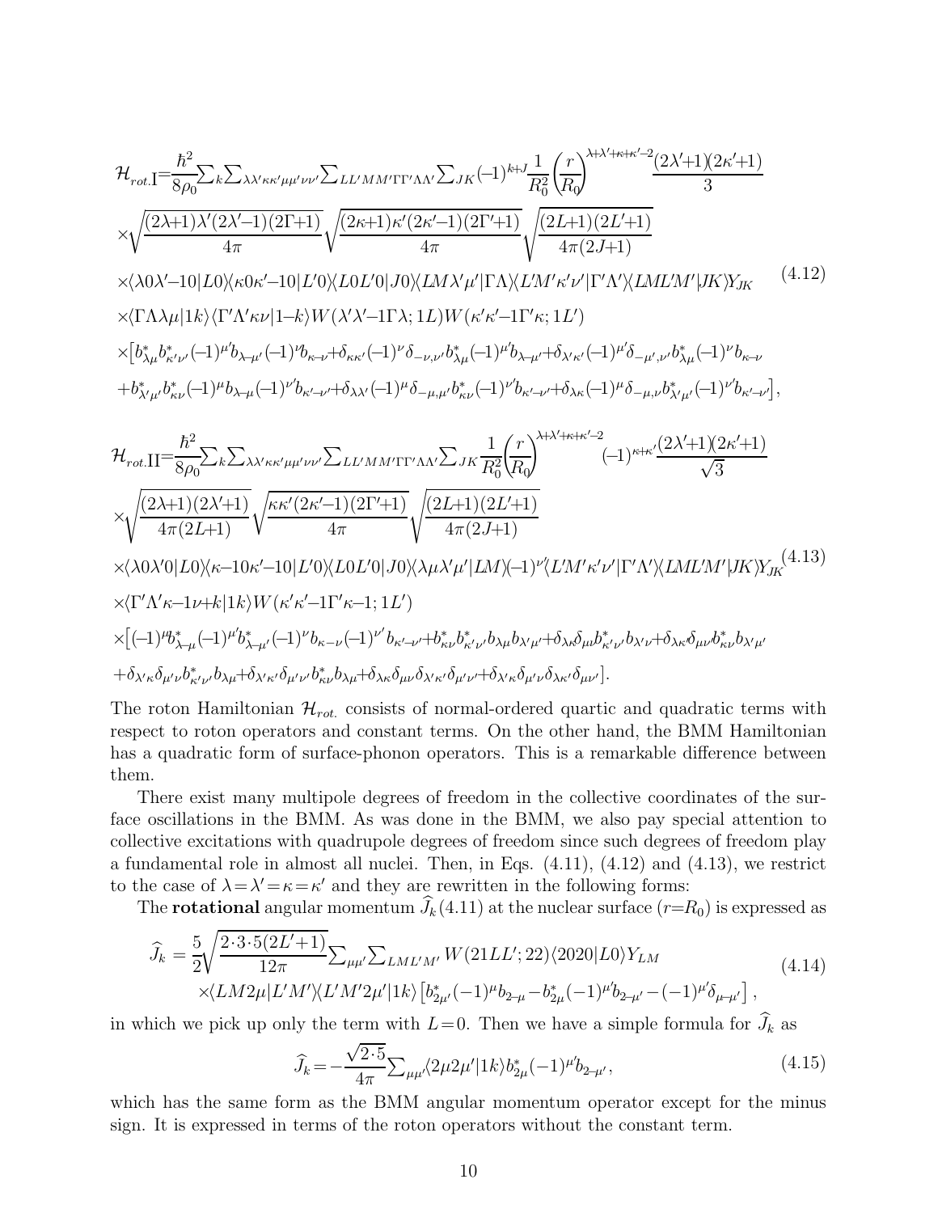$$
\begin{aligned}
\mathcal{H}_{rot.\mathrm{I}}=&\frac{\hbar^2}{8\rho_0}\sum_k\sum_{\lambda\lambda'\kappa\kappa'\mu\mu'\nu\nu'}\sum_{LL'MM'\Gamma\Gamma'\Lambda\Lambda'}\sum_{JK}(-1)^{k+J}\frac{1}{R_0^2}\left(\frac{r}{R_0}\right)^{\lambda+\lambda'+\kappa+\kappa'-2}\frac{(2\lambda'+1)(2\kappa'+1)}{3}\\
&\times\sqrt{\frac{(2\lambda+1)\lambda'(2\lambda'-1)(2\Gamma+1)}{4\pi}}\sqrt{\frac{(2\kappa+1)\kappa'(2\kappa'-1)(2\Gamma'+1)}{4\pi}}\sqrt{\frac{(2L+1)(2L'+1)}{4\pi(2J+1)}}\\
&\times\langle\lambda0\lambda'-10|L0\rangle\langle\kappa0\kappa'-10|L'0\rangle\langle L0L'0|J0\rangle\langle LM\lambda'\mu'|\Gamma\Lambda\rangle\langle L'M'\kappa'\nu'|\Gamma'\Lambda'\rangle\langle LML'M'|JK\rangle Y_{JK}\\
&\times\langle\Gamma\Lambda\lambda\mu|1k\rangle\langle\Gamma'\Lambda'\kappa\nu|1-k\rangle W(\lambda'\lambda'-1\Gamma\lambda;1L)W(\kappa'\kappa'-1\Gamma'\kappa;1L')\\
&\times\big[b^*_{\lambda\mu}b^*_{\kappa'\nu'}(-1)^{\mu'}b_{\lambda-\mu'}(-1)^{\nu}b_{\kappa-\nu}+\delta_{\kappa\kappa'}(-1)^{\nu}\delta_{-\nu,\nu'}b^*_{\lambda\mu}(-1)^{\mu'}b_{\lambda-\mu'}+\delta_{\lambda'\kappa'}(-1)^{\mu'}\delta_{-\mu',\nu'}b^*_{\lambda\mu}(-1)^{\nu}b_{\kappa-\nu}\\
&+b^*_{\lambda'\mu'}b^*_{\kappa\nu}(-1)^{\mu}b_{\lambda-\mu}(-1)^{\nu'}b_{\kappa'-\nu'}+\delta_{\lambda\lambda'}(-1)^{\mu}\delta_{-\mu,\mu'}b^*_{\kappa\nu}(-1)^{\nu'}b_{\kappa'-\nu'}+\delta_{\lambda\kappa}(-1)^{\mu}\delta_{-\mu,\nu}b^*_{\lambda'\mu'}(-1)^{\nu'}b_{\kappa'-\nu'}\big],
\end{aligned}
\tag{4.12}
$$

$$
\begin{aligned}
\mathcal{H}_{rot.\mathrm{II}}=&\frac{\hbar^2}{8\rho_0}\sum_k\sum_{\lambda\lambda'\kappa\kappa'\mu\mu'\nu\nu'}\sum_{LL'MM'\Gamma\Gamma'\Lambda\Lambda'}\sum_{JK}\frac{1}{R_0^2}\left(\frac{r}{R_0}\right)^{\lambda+\lambda'+\kappa+\kappa'-2}(-1)^{\kappa+\kappa'}\frac{(2\lambda'+1)(2\kappa'+1)}{\sqrt{3}}\\
&\times\sqrt{\frac{(2\lambda+1)(2\lambda'+1)}{4\pi(2L+1)}}\sqrt{\frac{\kappa\kappa'(2\kappa'-1)(2\Gamma'+1)}{4\pi}}\sqrt{\frac{(2L+1)(2L'+1)}{4\pi(2J+1)}}\\
&\times\langle\lambda0\lambda'0|L0\rangle\langle\kappa-10\kappa'-10|L'0\rangle\langle L0L'0|J0\rangle\langle\lambda\mu\lambda'\mu'|LM\rangle(-1)^{\nu'}\langle L'M'\kappa'\nu'|\Gamma'\Lambda'\rangle\langle LML'M'|JK\rangle Y_{JK}\\
&\times\langle\Gamma'\Lambda'\kappa-1\nu+k|1k\rangle W(\kappa'\kappa'-1\Gamma'\kappa-1;1L')\\
&\times\big[(-1)^{\mu}b^*_{\lambda-\mu}(-1)^{\mu'}b^*_{\lambda-\mu'}(-1)^{\nu}b_{\kappa-\nu}(-1)^{\nu'}b_{\kappa'-\nu'}+b^*_{\kappa\nu}b^*_{\kappa'\nu'}b_{\lambda\mu}b_{\lambda'\mu'}+\delta_{\lambda\kappa}\delta_{\mu\nu}b^*_{\kappa'\nu'}b_{\lambda'\nu'}+\delta_{\lambda\kappa'}\delta_{\mu\nu'}b^*_{\kappa\nu}b_{\lambda'\mu'}\\
&+\delta_{\lambda'\kappa}\delta_{\mu'\nu}b^*_{\kappa'\nu'}b_{\lambda\mu}+\delta_{\lambda'\kappa'}\delta_{\mu'\nu'}b^*_{\kappa\nu}b_{\lambda\mu}+\delta_{\lambda\kappa}\delta_{\mu\nu}\delta_{\lambda'\kappa'}\delta_{\mu'\nu'}+\delta_{\lambda'\kappa}\delta_{\mu'\nu}\delta_{\lambda\kappa'}\delta_{\mu\nu'}\big].
\end{aligned}
\tag{4.13}
$$

The roton Hamiltonian $\mathcal{H}_{rot.}$ consists of normal-ordered quartic and quadratic terms with respect to roton operators and constant terms. On the other hand, the BMM Hamiltonian has a quadratic form of surface-phonon operators. This is a remarkable difference between them.

There exist many multipole degrees of freedom in the collective coordinates of the surface oscillations in the BMM. As was done in the BMM, we also pay special attention to collective excitations with quadrupole degrees of freedom since such degrees of freedom play a fundamental role in almost all nuclei. Then, in Eqs. (4.11), (4.12) and (4.13), we restrict to the case of $\lambda=\lambda'=\kappa=\kappa'$ and they are rewritten in the following forms:

The **rotational** angular momentum $\widehat{J}_k$ (4.11) at the nuclear surface ($r=R_0$) is expressed as

$$
\begin{aligned}
\widehat{J}_k=&\frac{5}{2}\sqrt{\frac{2\cdot3\cdot5(2L'+1)}{12\pi}}\sum_{\mu\mu'}\sum_{LML'M'}W(21LL';22)\langle2020|L0\rangle Y_{LM}\\
&\times\langle LM2\mu|L'M'\rangle\langle L'M'2\mu'|1k\rangle\left[b^*_{2\mu'}(-1)^{\mu}b_{2-\mu}-b^*_{2\mu}(-1)^{\mu'}b_{2-\mu'}-(-1)^{\mu'}\delta_{\mu-\mu'}\right],
\end{aligned}
\tag{4.14}
$$

in which we pick up only the term with $L=0$. Then we have a simple formula for $\widehat{J}_k$ as

$$
\widehat{J}_k=-\frac{\sqrt{2\cdot5}}{4\pi}\sum_{\mu\mu'}\langle2\mu2\mu'|1k\rangle b^*_{2\mu}(-1)^{\mu'}b_{2-\mu'},
\tag{4.15}
$$

which has the same form as the BMM angular momentum operator except for the minus sign. It is expressed in terms of the roton operators without the constant term.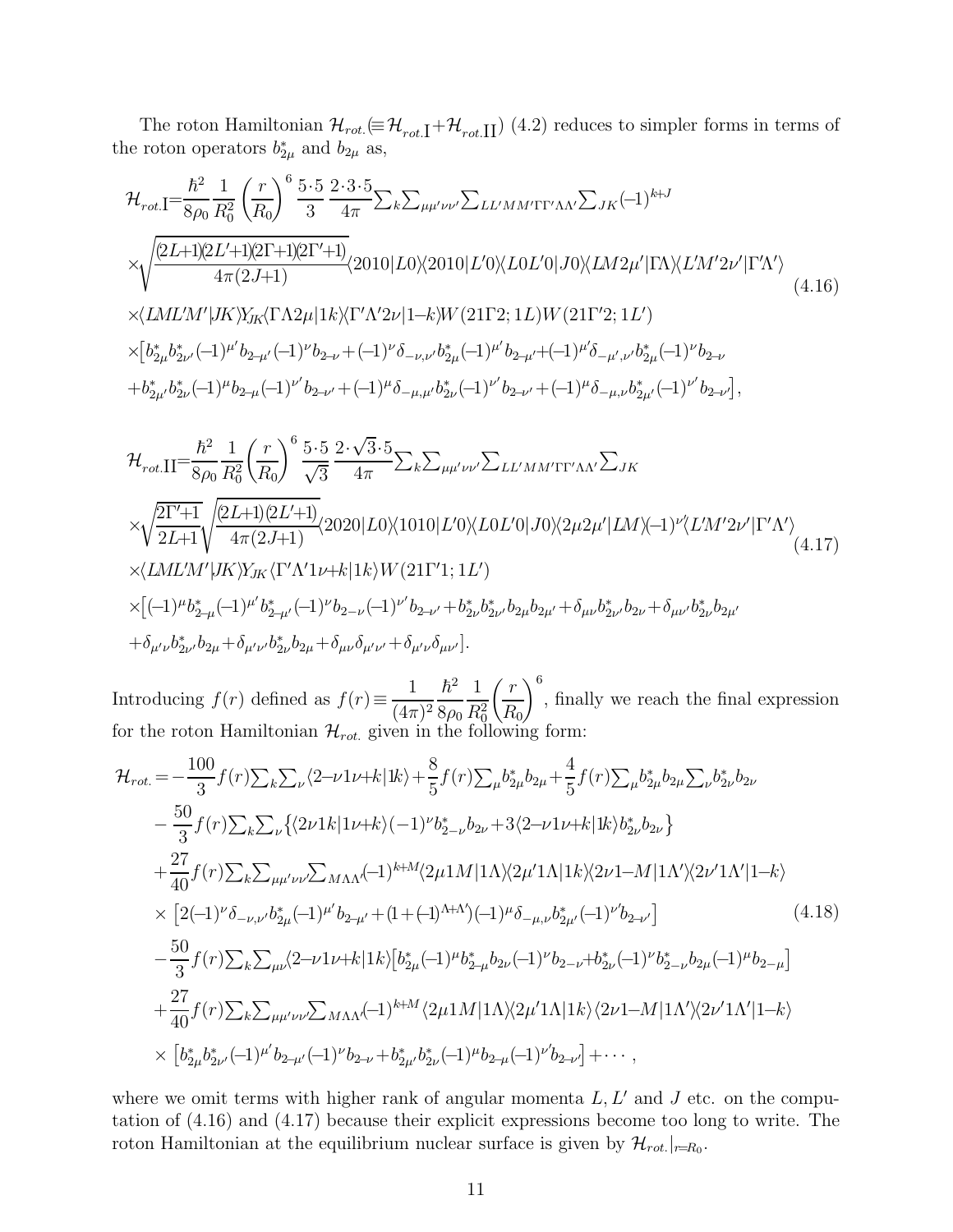The roton Hamiltonian $\mathcal{H}_{rot.}(\equiv\mathcal{H}_{rot.\mathrm{I}}+\mathcal{H}_{rot.\mathrm{II}})$ (4.2) reduces to simpler forms in terms of the roton operators $b_{2\mu}^{*}$ and $b_{2\mu}$ as,

$$
\begin{aligned}
\mathcal{H}_{rot.\mathrm{I}}=&\frac{\hbar^2}{8\rho_0}\frac{1}{R_0^2}\left(\frac{r}{R_0}\right)^6\frac{5\cdot5}{3}\frac{2\cdot3\cdot5}{4\pi}\sum_k\sum_{\mu\mu'\nu\nu'}\sum_{LL'MM'\Gamma\Gamma'\Lambda\Lambda'}\sum_{JK}(-1)^{k+J}\\
&\times\sqrt{\frac{(2L+1)(2L'+1)(2\Gamma+1)(2\Gamma'+1)}{4\pi(2J+1)}}\langle 2010|L0\rangle\langle 2010|L'0\rangle\langle L0L'0|J0\rangle\langle LM2\mu'|\Gamma\Lambda\rangle\langle L'M'2\nu'|\Gamma'\Lambda'\rangle\\
&\times\langle LML'M'|JK\rangle Y_{JK}\langle\Gamma\Lambda 2\mu|1k\rangle\langle\Gamma'\Lambda'2\nu|1-k\rangle W(21\Gamma2;1L)W(21\Gamma'2;1L')\\
&\times\big[b_{2\mu}^{*}b_{2\nu'}^{*}(-1)^{\mu'}b_{2-\mu'}(-1)^{\nu}b_{2-\nu}+(-1)^{\nu}\delta_{-\nu,\nu'}b_{2\mu}^{*}(-1)^{\mu'}b_{2-\mu'}+(-1)^{\mu'}\delta_{-\mu',\nu'}b_{2\mu}^{*}(-1)^{\nu}b_{2-\nu}\\
&+b_{2\mu'}^{*}b_{2\nu}^{*}(-1)^{\mu}b_{2-\mu}(-1)^{\nu'}b_{2-\nu'}+(-1)^{\mu}\delta_{-\mu,\mu'}b_{2\nu}^{*}(-1)^{\nu'}b_{2-\nu'}+(-1)^{\mu}\delta_{-\mu,\nu}b_{2\mu'}^{*}(-1)^{\nu'}b_{2-\nu'}\big],
\end{aligned}
\tag{4.16}
$$

$$
\begin{aligned}
\mathcal{H}_{rot.\mathrm{II}}=&\frac{\hbar^2}{8\rho_0}\frac{1}{R_0^2}\left(\frac{r}{R_0}\right)^6\frac{5\cdot5}{\sqrt{3}}\frac{2\cdot\sqrt{3}\cdot5}{4\pi}\sum_k\sum_{\mu\mu'\nu\nu'}\sum_{LL'MM'\Gamma\Gamma'\Lambda\Lambda'}\sum_{JK}\\
&\times\sqrt{\frac{2\Gamma'+1}{2L+1}}\sqrt{\frac{(2L+1)(2L'+1)}{4\pi(2J+1)}}\langle 2020|L0\rangle\langle 1010|L'0\rangle\langle L0L'0|J0\rangle\langle 2\mu2\mu'|LM\rangle(-1)^{\nu'}\langle L'M'2\nu'|\Gamma'\Lambda'\rangle\\
&\times\langle LML'M'|JK\rangle Y_{JK}\langle\Gamma'\Lambda'1\nu+k|1k\rangle W(21\Gamma'1;1L')\\
&\times\big[(-1)^{\mu}b_{2-\mu}^{*}(-1)^{\mu'}b_{2-\mu'}^{*}(-1)^{\nu}b_{2-\nu}(-1)^{\nu'}b_{2-\nu'}+b_{2\nu}^{*}b_{2\nu'}^{*}b_{2\mu}b_{2\mu'}+\delta_{\mu\nu}b_{2\nu'}^{*}b_{2\nu}+\delta_{\mu\nu'}b_{2\nu}^{*}b_{2\mu'}\\
&+\delta_{\mu'\nu}b_{2\nu'}^{*}b_{2\mu}+\delta_{\mu'\nu'}b_{2\nu}^{*}b_{2\mu}+\delta_{\mu\nu}\delta_{\mu'\nu'}+\delta_{\mu'\nu}\delta_{\mu\nu'}\big].
\end{aligned}
\tag{4.17}
$$

Introducing $f(r)$ defined as $f(r)\equiv\dfrac{1}{(4\pi)^2}\dfrac{\hbar^2}{8\rho_0}\dfrac{1}{R_0^2}\left(\dfrac{r}{R_0}\right)^6$, finally we reach the final expression for the roton Hamiltonian $\mathcal{H}_{rot.}$ given in the following form:

$$
\begin{aligned}
\mathcal{H}_{rot.}=&-\frac{100}{3}f(r)\sum_k\sum_\nu\langle 2-\nu1\nu+k|1k\rangle+\frac{8}{5}f(r)\sum_\mu b_{2\mu}^{*}b_{2\mu}+\frac{4}{5}f(r)\sum_\mu b_{2\mu}^{*}b_{2\mu}\sum_\nu b_{2\nu}^{*}b_{2\nu}\\
&-\frac{50}{3}f(r)\sum_k\sum_\nu\big\{\langle 2\nu1k|1\nu+k\rangle(-1)^{\nu}b_{2-\nu}^{*}b_{2\nu}+3\langle 2-\nu1\nu+k|1k\rangle b_{2\nu}^{*}b_{2\nu}\big\}\\
&+\frac{27}{40}f(r)\sum_k\sum_{\mu\mu'\nu\nu'}\sum_{M\Lambda\Lambda'}(-1)^{k+M}\langle 2\mu1M|1\Lambda\rangle\langle 2\mu'1\Lambda|1k\rangle\langle 2\nu1-M|1\Lambda'\rangle\langle 2\nu'1\Lambda'|1-k\rangle\\
&\times\big[2(-1)^{\nu}\delta_{-\nu,\nu'}b_{2\mu}^{*}(-1)^{\mu'}b_{2-\mu'}+(1+(-1)^{\Lambda+\Lambda'})(-1)^{\mu}\delta_{-\mu,\nu}b_{2\mu'}^{*}(-1)^{\nu'}b_{2-\nu'}\big]\\
&-\frac{50}{3}f(r)\sum_k\sum_{\mu\nu}\langle 2-\nu1\nu+k|1k\rangle\big[b_{2\mu}^{*}(-1)^{\mu}b_{2-\mu}^{*}b_{2\nu}(-1)^{\nu}b_{2-\nu}+b_{2\nu}^{*}(-1)^{\nu}b_{2-\nu}^{*}b_{2\mu}(-1)^{\mu}b_{2-\mu}\big]\\
&+\frac{27}{40}f(r)\sum_k\sum_{\mu\mu'\nu\nu'}\sum_{M\Lambda\Lambda'}(-1)^{k+M}\langle 2\mu1M|1\Lambda\rangle\langle 2\mu'1\Lambda|1k\rangle\langle 2\nu1-M|1\Lambda'\rangle\langle 2\nu'1\Lambda'|1-k\rangle\\
&\times\big[b_{2\mu}^{*}b_{2\nu'}^{*}(-1)^{\mu'}b_{2-\mu'}(-1)^{\nu}b_{2-\nu}+b_{2\mu'}^{*}b_{2\nu}^{*}(-1)^{\mu}b_{2-\mu}(-1)^{\nu'}b_{2-\nu'}\big]+\cdots,
\end{aligned}
\tag{4.18}
$$

where we omit terms with higher rank of angular momenta $L,L'$ and $J$ etc. on the computation of (4.16) and (4.17) because their explicit expressions become too long to write. The roton Hamiltonian at the equilibrium nuclear surface is given by $\mathcal{H}_{rot.}|_{r=R_0}$.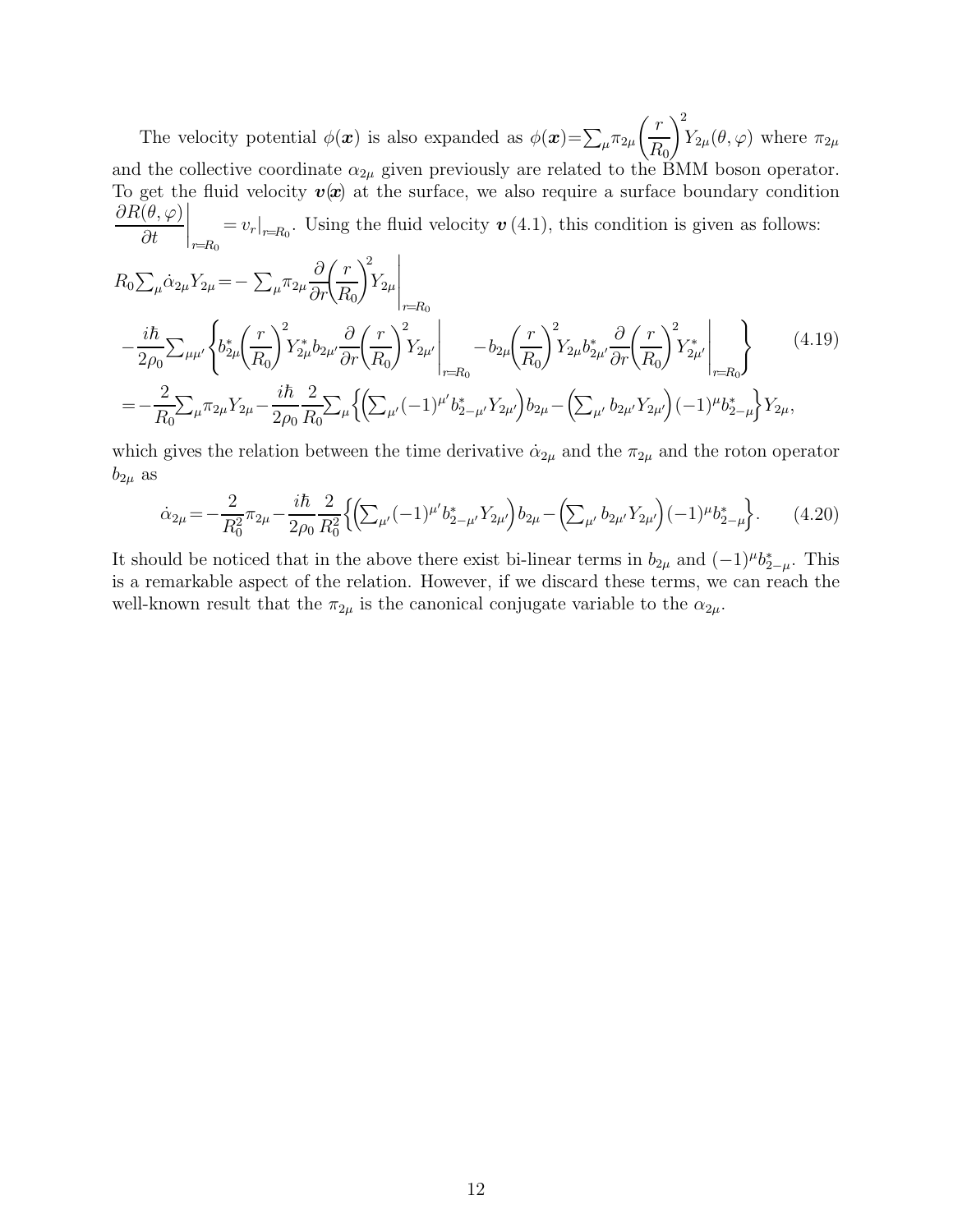The velocity potential $\phi(\boldsymbol{x})$ is also expanded as $\phi(\boldsymbol{x})=\sum_\mu \pi_{2\mu}\left(\frac{r}{R_0}\right)^2 Y_{2\mu}(\theta,\varphi)$ where $\pi_{2\mu}$ and the collective coordinate $\alpha_{2\mu}$ given previously are related to the BMM boson operator. To get the fluid velocity $\boldsymbol{v}(\boldsymbol{x})$ at the surface, we also require a surface boundary condition $\left.\frac{\partial R(\theta,\varphi)}{\partial t}\right|_{r=R_0} = v_r|_{r=R_0}$. Using the fluid velocity $\boldsymbol{v}$ (4.1), this condition is given as follows:

$$
\begin{aligned}
R_0 \sum_\mu \dot{\alpha}_{2\mu} Y_{2\mu} = & - \sum_\mu \pi_{2\mu} \frac{\partial}{\partial r}\left(\frac{r}{R_0}\right)^2 Y_{2\mu}\Bigg|_{r=R_0} \\
& - \frac{i\hbar}{2\rho_0} \sum_{\mu\mu'} \left\{ b^*_{2\mu}\left(\frac{r}{R_0}\right)^2 Y^*_{2\mu} b_{2\mu'} \frac{\partial}{\partial r}\left(\frac{r}{R_0}\right)^2 Y_{2\mu'}\Bigg|_{r=R_0} - b_{2\mu}\left(\frac{r}{R_0}\right)^2 Y_{2\mu} b^*_{2\mu'} \frac{\partial}{\partial r}\left(\frac{r}{R_0}\right)^2 Y^*_{2\mu'}\Bigg|_{r=R_0} \right\} \\
= & - \frac{2}{R_0} \sum_\mu \pi_{2\mu} Y_{2\mu} - \frac{i\hbar}{2\rho_0}\frac{2}{R_0} \sum_\mu \left\{ \left( \sum_{\mu'} (-1)^{\mu'} b^*_{2-\mu'} Y_{2\mu'} \right) b_{2\mu} - \left( \sum_{\mu'} b_{2\mu'} Y_{2\mu'} \right) (-1)^\mu b^*_{2-\mu} \right\} Y_{2\mu},
\end{aligned}
\tag{4.19}
$$

which gives the relation between the time derivative $\dot{\alpha}_{2\mu}$ and the $\pi_{2\mu}$ and the roton operator $b_{2\mu}$ as

$$
\dot{\alpha}_{2\mu} = -\frac{2}{R_0^2}\pi_{2\mu} - \frac{i\hbar}{2\rho_0}\frac{2}{R_0^2}\left\{ \left( \sum_{\mu'} (-1)^{\mu'} b^*_{2-\mu'} Y_{2\mu'} \right) b_{2\mu} - \left( \sum_{\mu'} b_{2\mu'} Y_{2\mu'} \right) (-1)^\mu b^*_{2-\mu} \right\}. \tag{4.20}
$$

It should be noticed that in the above there exist bi-linear terms in $b_{2\mu}$ and $(-1)^\mu b^*_{2-\mu}$. This is a remarkable aspect of the relation. However, if we discard these terms, we can reach the well-known result that the $\pi_{2\mu}$ is the canonical conjugate variable to the $\alpha_{2\mu}$.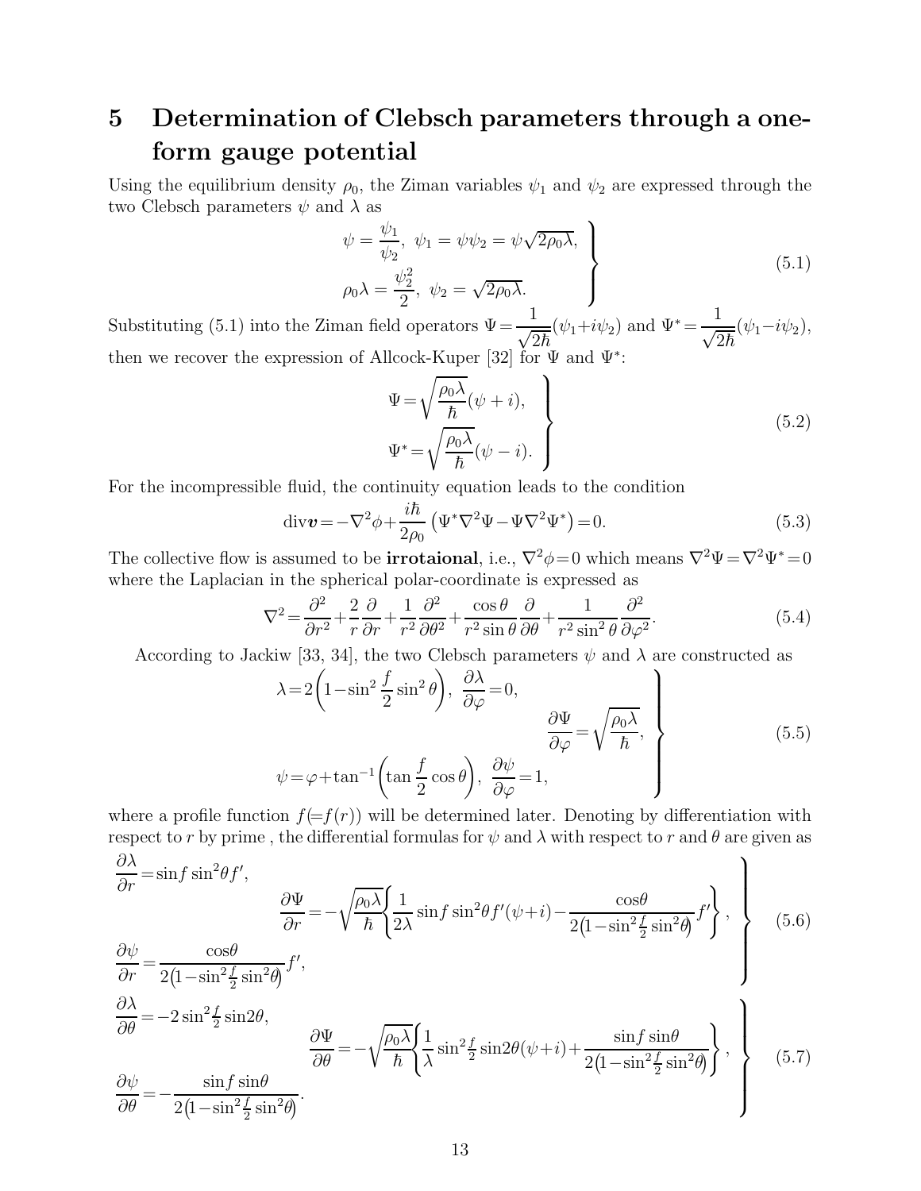## 5 Determination of Clebsch parameters through a one-form gauge potential

Using the equilibrium density $\rho_0$, the Ziman variables $\psi_1$ and $\psi_2$ are expressed through the two Clebsch parameters $\psi$ and $\lambda$ as

$$
\left.
\begin{aligned}
&\psi = \frac{\psi_1}{\psi_2},\ \ \psi_1 = \psi\psi_2 = \psi\sqrt{2\rho_0\lambda}, \\
&\rho_0\lambda = \frac{\psi_2^2}{2},\ \ \psi_2 = \sqrt{2\rho_0\lambda}.
\end{aligned}
\right\}
\tag{5.1}
$$

Substituting (5.1) into the Ziman field operators $\Psi = \dfrac{1}{\sqrt{2\hbar}}(\psi_1 + i\psi_2)$ and $\Psi^* = \dfrac{1}{\sqrt{2\hbar}}(\psi_1 - i\psi_2)$, then we recover the expression of Allcock-Kuper [32] for $\Psi$ and $\Psi^*$:

$$
\left.
\begin{aligned}
&\Psi = \sqrt{\frac{\rho_0\lambda}{\hbar}}(\psi + i), \\
&\Psi^* = \sqrt{\frac{\rho_0\lambda}{\hbar}}(\psi - i).
\end{aligned}
\right\}
\tag{5.2}
$$

For the incompressible fluid, the continuity equation leads to the condition

$$
\mathrm{div}\boldsymbol{v} = -\nabla^2\phi + \frac{i\hbar}{2\rho_0}\left(\Psi^*\nabla^2\Psi - \Psi\nabla^2\Psi^*\right) = 0.
\tag{5.3}
$$

The collective flow is assumed to be **irrotaional**, i.e., $\nabla^2\phi = 0$ which means $\nabla^2\Psi = \nabla^2\Psi^* = 0$ where the Laplacian in the spherical polar-coordinate is expressed as

$$
\nabla^2 = \frac{\partial^2}{\partial r^2} + \frac{2}{r}\frac{\partial}{\partial r} + \frac{1}{r^2}\frac{\partial^2}{\partial\theta^2} + \frac{\cos\theta}{r^2\sin\theta}\frac{\partial}{\partial\theta} + \frac{1}{r^2\sin^2\theta}\frac{\partial^2}{\partial\varphi^2}.
\tag{5.4}
$$

According to Jackiw [33, 34], the two Clebsch parameters $\psi$ and $\lambda$ are constructed as

$$
\left.
\begin{aligned}
&\lambda = 2\left(1 - \sin^2\frac{f}{2}\sin^2\theta\right),\ \ \frac{\partial\lambda}{\partial\varphi} = 0, \\
&\qquad\qquad\qquad\qquad\qquad\qquad \frac{\partial\Psi}{\partial\varphi} = \sqrt{\frac{\rho_0\lambda}{\hbar}}, \\
&\psi = \varphi + \tan^{-1}\left(\tan\frac{f}{2}\cos\theta\right),\ \ \frac{\partial\psi}{\partial\varphi} = 1,
\end{aligned}
\right\}
\tag{5.5}
$$

where a profile function $f(=f(r))$ will be determined later. Denoting by differentiation with respect to $r$ by prime , the differential formulas for $\psi$ and $\lambda$ with respect to $r$ and $\theta$ are given as

$$
\left.
\begin{aligned}
&\frac{\partial\lambda}{\partial r} = \sin f\sin^2\theta f', \\
&\qquad\qquad \frac{\partial\Psi}{\partial r} = -\sqrt{\frac{\rho_0\lambda}{\hbar}}\left\{\frac{1}{2\lambda}\sin f\sin^2\theta f'(\psi + i) - \frac{\cos\theta}{2\left(1 - \sin^2\frac{f}{2}\sin^2\theta\right)}f'\right\}, \\
&\frac{\partial\psi}{\partial r} = \frac{\cos\theta}{2\left(1 - \sin^2\frac{f}{2}\sin^2\theta\right)}f',
\end{aligned}
\right\}
\tag{5.6}
$$

$$
\left.
\begin{aligned}
&\frac{\partial\lambda}{\partial\theta} = -2\sin^2\tfrac{f}{2}\sin 2\theta, \\
&\qquad\qquad \frac{\partial\Psi}{\partial\theta} = -\sqrt{\frac{\rho_0\lambda}{\hbar}}\left\{\frac{1}{\lambda}\sin^2\tfrac{f}{2}\sin 2\theta(\psi + i) + \frac{\sin f\sin\theta}{2\left(1 - \sin^2\frac{f}{2}\sin^2\theta\right)}\right\}, \\
&\frac{\partial\psi}{\partial\theta} = -\frac{\sin f\sin\theta}{2\left(1 - \sin^2\frac{f}{2}\sin^2\theta\right)}.
\end{aligned}
\right\}
\tag{5.7}
$$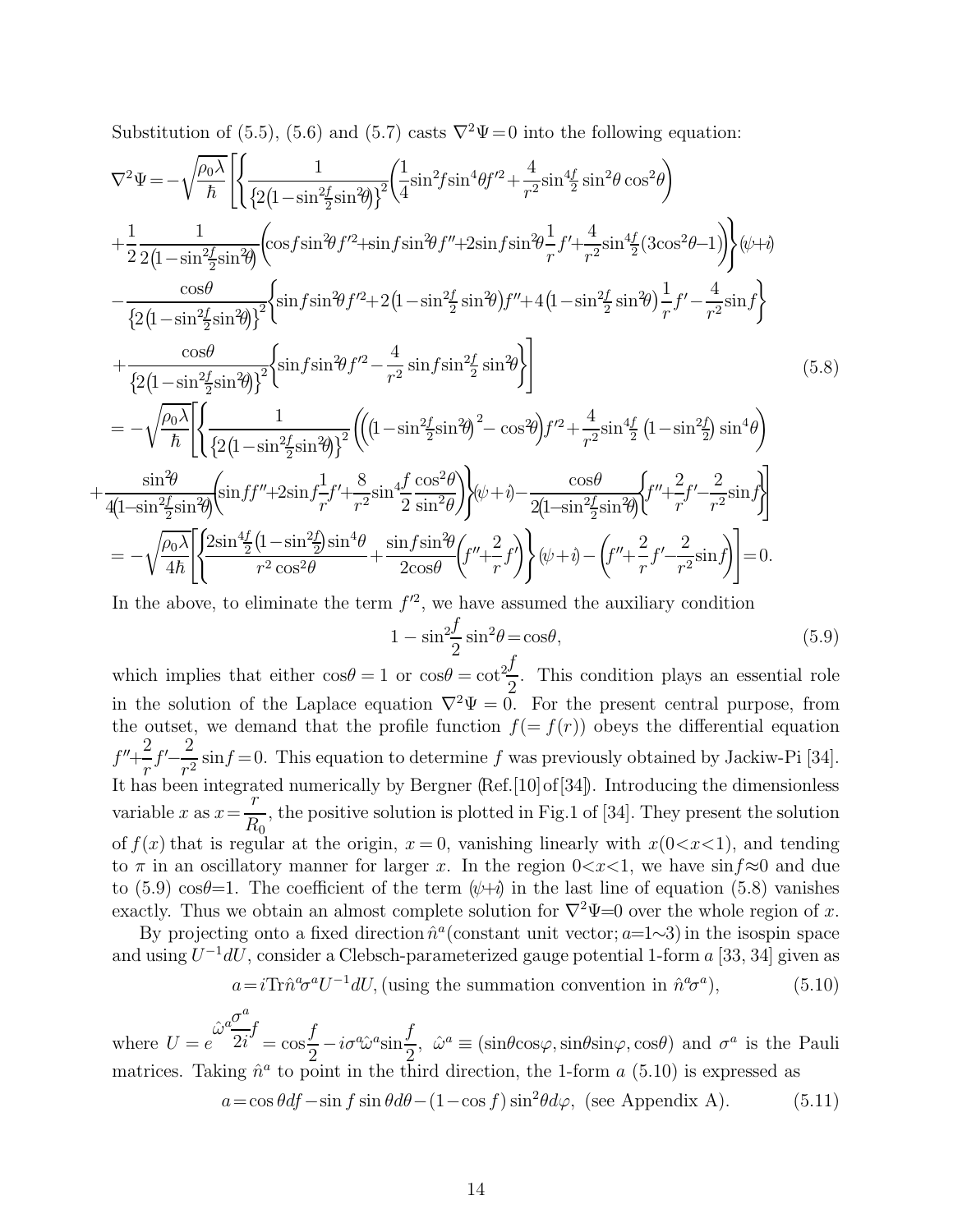Substitution of (5.5), (5.6) and (5.7) casts $\nabla^2\Psi=0$ into the following equation:

$$
\begin{aligned}
\nabla^2\Psi = &-\sqrt{\frac{\rho_0\lambda}{\hbar}}\Bigg[\Bigg\{\frac{1}{\left\{2\left(1-\sin^2\frac{f}{2}\sin^2\theta\right)\right\}^2}\left(\frac{1}{4}\sin^2 f\sin^4\theta f'^2+\frac{4}{r^2}\sin^4\frac{f}{2}\sin^2\theta\cos^2\theta\right)\\
&+\frac{1}{2}\frac{1}{2\left(1-\sin^2\frac{f}{2}\sin^2\theta\right)}\left(\cos f\sin^2\theta f'^2+\sin f\sin^2\theta f''+2\sin f\sin^2\theta\frac{1}{r}f'+\frac{4}{r^2}\sin^4\frac{f}{2}(3\cos^2\theta-1)\right)\Bigg\}(\psi+i)\\
&-\frac{\cos\theta}{\left\{2\left(1-\sin^2\frac{f}{2}\sin^2\theta\right)\right\}^2}\left\{\sin f\sin^2\theta f'^2+2\left(1-\sin^2\frac{f}{2}\sin^2\theta\right)f''+4\left(1-\sin^2\frac{f}{2}\sin^2\theta\right)\frac{1}{r}f'-\frac{4}{r^2}\sin f\right\}\\
&+\frac{\cos\theta}{\left\{2\left(1-\sin^2\frac{f}{2}\sin^2\theta\right)\right\}^2}\left\{\sin f\sin^2\theta f'^2-\frac{4}{r^2}\sin f\sin^2\frac{f}{2}\sin^2\theta\right\}\Bigg] \qquad (5.8)\\
= &-\sqrt{\frac{\rho_0\lambda}{\hbar}}\Bigg[\Bigg\{\frac{1}{\left\{2\left(1-\sin^2\frac{f}{2}\sin^2\theta\right)\right\}^2}\left(\left(\left(1-\sin^2\frac{f}{2}\sin^2\theta\right)^2-\cos^2\theta\right)f'^2+\frac{4}{r^2}\sin^4\frac{f}{2}\left(1-\sin^2\frac{f}{2}\right)\sin^4\theta\right)\\
&+\frac{\sin^2\theta}{4\left(1-\sin^2\frac{f}{2}\sin^2\theta\right)}\left(\sin f f''+2\sin f\frac{1}{r}f'+\frac{8}{r^2}\sin^4\frac{f}{2}\frac{\cos^2\theta}{\sin^2\theta}\right)\Bigg\}(\psi+i)-\frac{\cos\theta}{2\left(1-\sin^2\frac{f}{2}\sin^2\theta\right)}\left\{f''+\frac{2}{r}f'-\frac{2}{r^2}\sin f\right\}\Bigg]\\
= &-\sqrt{\frac{\rho_0\lambda}{4\hbar}}\left[\left\{\frac{2\sin^4\frac{f}{2}\left(1-\sin^2\frac{f}{2}\right)\sin^4\theta}{r^2\cos^2\theta}+\frac{\sin f\sin^2\theta}{2\cos\theta}\left(f''+\frac{2}{r}f'\right)\right\}(\psi+i)-\left(f''+\frac{2}{r}f'-\frac{2}{r^2}\sin f\right)\right]=0.
\end{aligned}
$$

In the above, to eliminate the term $f'^2$, we have assumed the auxiliary condition

$$
1-\sin^2\frac{f}{2}\sin^2\theta=\cos\theta, \qquad (5.9)
$$

which implies that either $\cos\theta=1$ or $\cos\theta=\cot^2\frac{f}{2}$. This condition plays an essential role in the solution of the Laplace equation $\nabla^2\Psi=0$. For the present central purpose, from the outset, we demand that the profile function $f(=f(r))$ obeys the differential equation $f''+\frac{2}{r}f'-\frac{2}{r^2}\sin f=0$. This equation to determine $f$ was previously obtained by Jackiw-Pi [34]. It has been integrated numerically by Bergner (Ref.[10] of [34]). Introducing the dimensionless variable $x$ as $x=\frac{r}{R_0}$, the positive solution is plotted in Fig.1 of [34]. They present the solution of $f(x)$ that is regular at the origin, $x=0$, vanishing linearly with $x(0<x<1)$, and tending to $\pi$ in an oscillatory manner for larger $x$. In the region $0<x<1$, we have $\sin f\approx 0$ and due to (5.9) $\cos\theta=1$. The coefficient of the term $(\psi+i)$ in the last line of equation (5.8) vanishes exactly. Thus we obtain an almost complete solution for $\nabla^2\Psi=0$ over the whole region of $x$.

By projecting onto a fixed direction $\hat{n}^a$ (constant unit vector; $a=1\sim3$) in the isospin space and using $U^{-1}dU$, consider a Clebsch-parameterized gauge potential 1-form $a$ [33, 34] given as

$$
a=i\mathrm{Tr}\hat{n}^a\sigma^a U^{-1}dU, \text{(using the summation convention in } \hat{n}^a\sigma^a), \qquad (5.10)
$$

where $U=e^{\hat{\omega}^a\frac{\sigma^a}{2i}f}=\cos\frac{f}{2}-i\sigma^a\hat{\omega}^a\sin\frac{f}{2}$, $\hat{\omega}^a\equiv(\sin\theta\cos\varphi,\sin\theta\sin\varphi,\cos\theta)$ and $\sigma^a$ is the Pauli matrices. Taking $\hat{n}^a$ to point in the third direction, the 1-form $a$ (5.10) is expressed as

$$
a=\cos\theta df-\sin f\sin\theta d\theta-(1-\cos f)\sin^2\theta d\varphi, \text{ (see Appendix A).} \qquad (5.11)
$$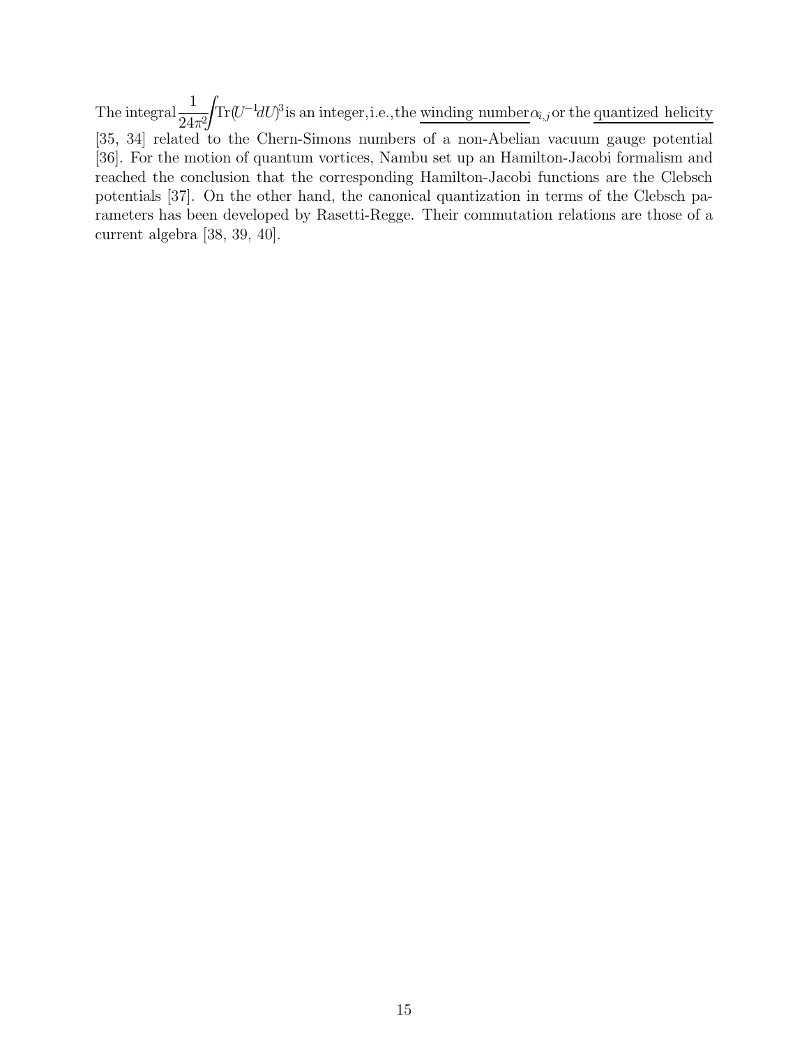The integral $\frac{1}{24\pi^2}\int \mathrm{Tr}(U^{-1}dU)^3$ is an integer, i.e., the <u>winding number</u> $\alpha_{i,j}$ or the <u>quantized helicity</u> [35, 34] related to the Chern-Simons numbers of a non-Abelian vacuum gauge potential [36]. For the motion of quantum vortices, Nambu set up an Hamilton-Jacobi formalism and reached the conclusion that the corresponding Hamilton-Jacobi functions are the Clebsch potentials [37]. On the other hand, the canonical quantization in terms of the Clebsch parameters has been developed by Rasetti-Regge. Their commutation relations are those of a current algebra [38, 39, 40].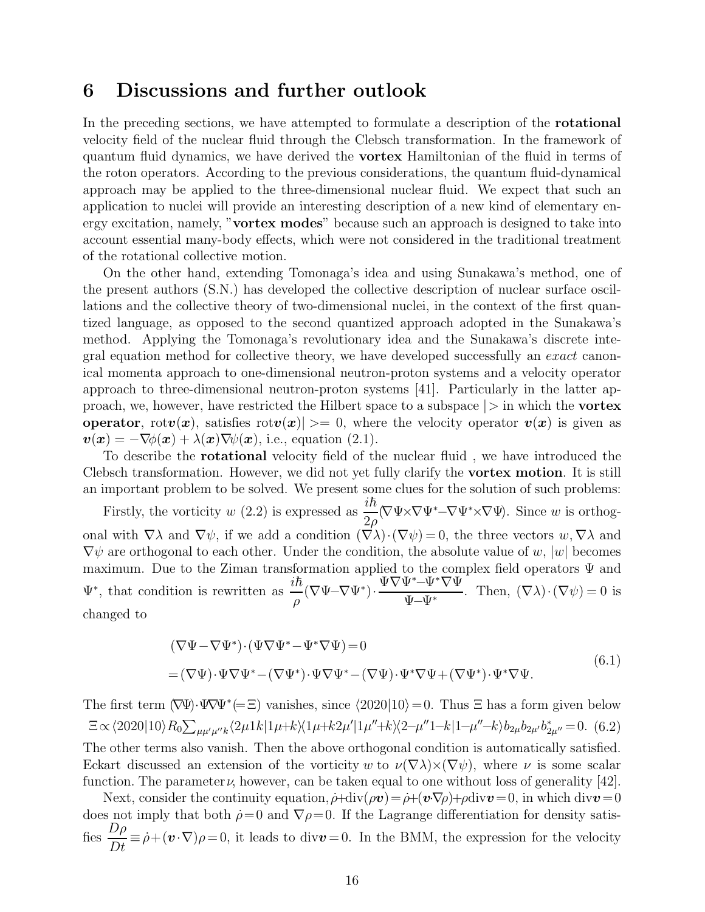## 6 Discussions and further outlook

In the preceding sections, we have attempted to formulate a description of the **rotational** velocity field of the nuclear fluid through the Clebsch transformation. In the framework of quantum fluid dynamics, we have derived the **vortex** Hamiltonian of the fluid in terms of the roton operators. According to the previous considerations, the quantum fluid-dynamical approach may be applied to the three-dimensional nuclear fluid. We expect that such an application to nuclei will provide an interesting description of a new kind of elementary energy excitation, namely, "**vortex modes**" because such an approach is designed to take into account essential many-body effects, which were not considered in the traditional treatment of the rotational collective motion.

On the other hand, extending Tomonaga's idea and using Sunakawa's method, one of the present authors (S.N.) has developed the collective description of nuclear surface oscillations and the collective theory of two-dimensional nuclei, in the context of the first quantized language, as opposed to the second quantized approach adopted in the Sunakawa's method. Applying the Tomonaga's revolutionary idea and the Sunakawa's discrete integral equation method for collective theory, we have developed successfully an *exact* canonical momenta approach to one-dimensional neutron-proton systems and a velocity operator approach to three-dimensional neutron-proton systems [41]. Particularly in the latter approach, we, however, have restricted the Hilbert space to a subspace $|>$ in which the **vortex operator**, $\mathrm{rot}\boldsymbol{v}(\boldsymbol{x})$, satisfies $\mathrm{rot}\boldsymbol{v}(\boldsymbol{x})|>=0$, where the velocity operator $\boldsymbol{v}(\boldsymbol{x})$ is given as $\boldsymbol{v}(\boldsymbol{x}) = -\nabla\phi(\boldsymbol{x}) + \lambda(\boldsymbol{x})\nabla\psi(\boldsymbol{x})$, i.e., equation (2.1).

To describe the **rotational** velocity field of the nuclear fluid , we have introduced the Clebsch transformation. However, we did not yet fully clarify the **vortex motion**. It is still an important problem to be solved. We present some clues for the solution of such problems:

Firstly, the vorticity $w$ (2.2) is expressed as $\dfrac{i\hbar}{2\rho}(\nabla\Psi\times\nabla\Psi^* - \nabla\Psi^*\times\nabla\Psi)$. Since $w$ is orthogonal with $\nabla\lambda$ and $\nabla\psi$, if we add a condition $(\nabla\lambda)\cdot(\nabla\psi)=0$, the three vectors $w, \nabla\lambda$ and $\nabla\psi$ are orthogonal to each other. Under the condition, the absolute value of $w$, $|w|$ becomes maximum. Due to the Ziman transformation applied to the complex field operators $\Psi$ and $\Psi^*$, that condition is rewritten as $\dfrac{i\hbar}{\rho}(\nabla\Psi - \nabla\Psi^*)\cdot\dfrac{\Psi\nabla\Psi^* - \Psi^*\nabla\Psi}{\Psi - \Psi^*}$. Then, $(\nabla\lambda)\cdot(\nabla\psi)=0$ is changed to

$$
\begin{aligned}
&(\nabla\Psi - \nabla\Psi^*)\cdot(\Psi\nabla\Psi^* - \Psi^*\nabla\Psi)=0 \\
&=(\nabla\Psi)\cdot\Psi\nabla\Psi^* - (\nabla\Psi^*)\cdot\Psi\nabla\Psi^* - (\nabla\Psi)\cdot\Psi^*\nabla\Psi + (\nabla\Psi^*)\cdot\Psi^*\nabla\Psi.
\end{aligned}
\tag{6.1}
$$

The first term $(\nabla\Psi)\cdot\Psi\nabla\Psi^* (=\Xi)$ vanishes, since $\langle 2020|10\rangle = 0$. Thus $\Xi$ has a form given below

$$
\Xi \propto \langle 2020|10\rangle R_0 \sum_{\mu\mu'\mu''k} \langle 2\mu 1k|1\mu{+}k\rangle\langle 1\mu{+}k 2\mu'|1\mu''{+}k\rangle\langle 2{-}\mu''1{-}k|1{-}\mu''{-}k\rangle b_{2\mu}b_{2\mu'}b^*_{2\mu''} = 0. \tag{6.2}
$$

The other terms also vanish. Then the above orthogonal condition is automatically satisfied. Eckart discussed an extension of the vorticity $w$ to $\nu(\nabla\lambda)\times(\nabla\psi)$, where $\nu$ is some scalar function. The parameter $\nu$, however, can be taken equal to one without loss of generality [42].

Next, consider the continuity equation, $\dot{\rho} + \mathrm{div}(\rho\boldsymbol{v}) = \dot{\rho} + (\boldsymbol{v}\cdot\nabla\rho) + \rho\,\mathrm{div}\boldsymbol{v} = 0$, in which $\mathrm{div}\boldsymbol{v}=0$ does not imply that both $\dot{\rho}=0$ and $\nabla\rho=0$. If the Lagrange differentiation for density satisfies $\dfrac{D\rho}{Dt} \equiv \dot{\rho} + (\boldsymbol{v}\cdot\nabla)\rho = 0$, it leads to $\mathrm{div}\boldsymbol{v}=0$. In the BMM, the expression for the velocity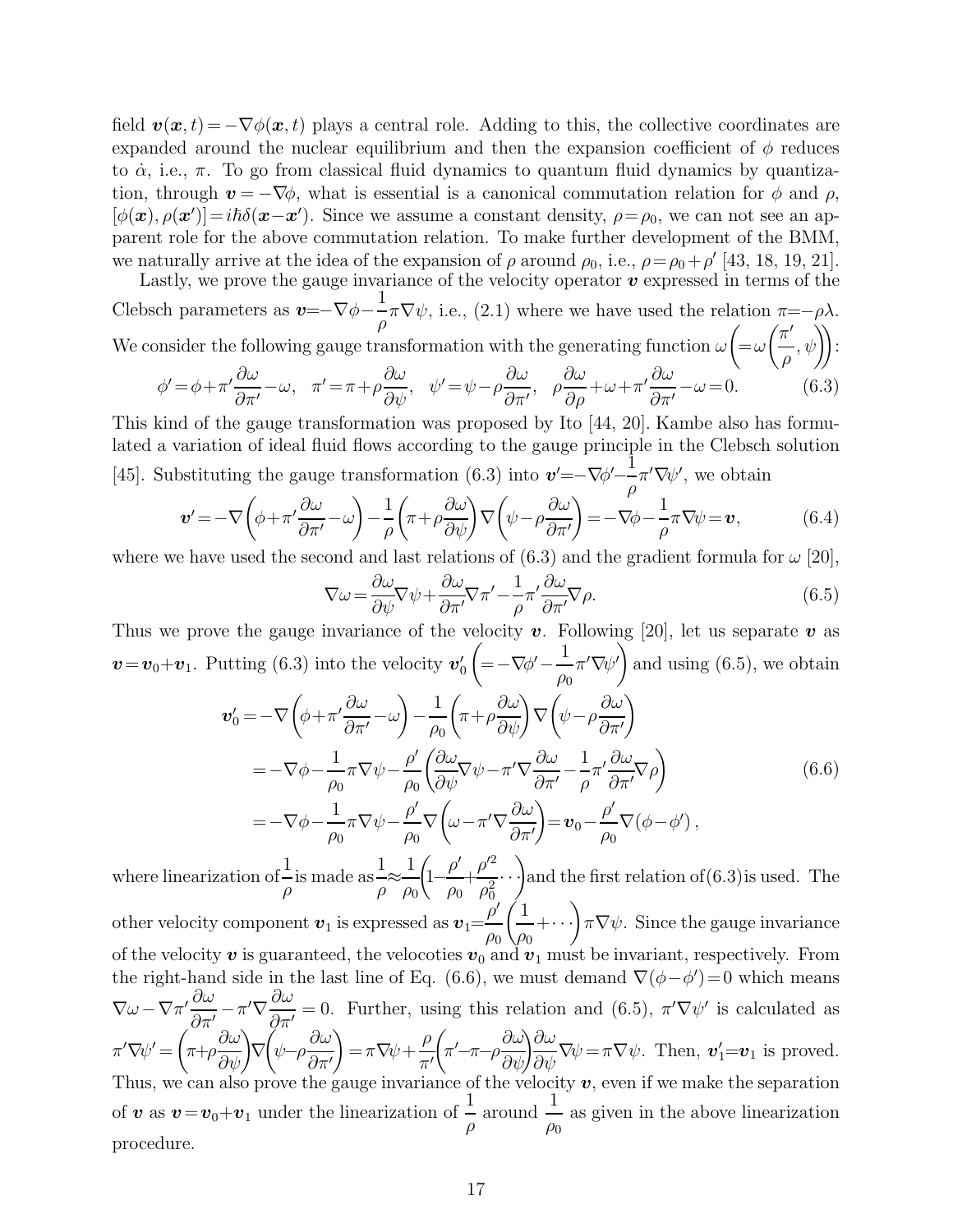field $\boldsymbol{v}(\boldsymbol{x},t) = -\nabla\phi(\boldsymbol{x},t)$ plays a central role. Adding to this, the collective coordinates are expanded around the nuclear equilibrium and then the expansion coefficient of $\phi$ reduces to $\dot{\alpha}$, i.e., $\pi$. To go from classical fluid dynamics to quantum fluid dynamics by quantization, through $\boldsymbol{v} = -\nabla\phi$, what is essential is a canonical commutation relation for $\phi$ and $\rho$, $[\phi(\boldsymbol{x}), \rho(\boldsymbol{x}')] = i\hbar\delta(\boldsymbol{x}-\boldsymbol{x}')$. Since we assume a constant density, $\rho = \rho_0$, we can not see an apparent role for the above commutation relation. To make further development of the BMM, we naturally arrive at the idea of the expansion of $\rho$ around $\rho_0$, i.e., $\rho = \rho_0 + \rho'$ [43, 18, 19, 21].

Lastly, we prove the gauge invariance of the velocity operator $\boldsymbol{v}$ expressed in terms of the Clebsch parameters as $\boldsymbol{v} = -\nabla\phi - \frac{1}{\rho}\pi\nabla\psi$, i.e., (2.1) where we have used the relation $\pi = -\rho\lambda$. We consider the following gauge transformation with the generating function $\omega\left(=\omega\left(\frac{\pi'}{\rho}, \psi\right)\right)$:

$$
\phi' = \phi + \pi'\frac{\partial\omega}{\partial\pi'} - \omega, \quad \pi' = \pi + \rho\frac{\partial\omega}{\partial\psi}, \quad \psi' = \psi - \rho\frac{\partial\omega}{\partial\pi'}, \quad \rho\frac{\partial\omega}{\partial\rho} + \omega + \pi'\frac{\partial\omega}{\partial\pi'} - \omega = 0. \tag{6.3}
$$

This kind of the gauge transformation was proposed by Ito [44, 20]. Kambe also has formulated a variation of ideal fluid flows according to the gauge principle in the Clebsch solution [45]. Substituting the gauge transformation (6.3) into $\boldsymbol{v}' = -\nabla\phi' - \frac{1}{\rho}\pi'\nabla\psi'$, we obtain

$$
\boldsymbol{v}' = -\nabla\left(\phi + \pi'\frac{\partial\omega}{\partial\pi'} - \omega\right) - \frac{1}{\rho}\left(\pi + \rho\frac{\partial\omega}{\partial\psi}\right)\nabla\left(\psi - \rho\frac{\partial\omega}{\partial\pi'}\right) = -\nabla\phi - \frac{1}{\rho}\pi\nabla\psi = \boldsymbol{v}, \tag{6.4}
$$

where we have used the second and last relations of (6.3) and the gradient formula for $\omega$ [20],

$$
\nabla\omega = \frac{\partial\omega}{\partial\psi}\nabla\psi + \frac{\partial\omega}{\partial\pi'}\nabla\pi' - \frac{1}{\rho}\pi'\frac{\partial\omega}{\partial\pi'}\nabla\rho. \tag{6.5}
$$

Thus we prove the gauge invariance of the velocity $\boldsymbol{v}$. Following [20], let us separate $\boldsymbol{v}$ as $\boldsymbol{v} = \boldsymbol{v}_0 + \boldsymbol{v}_1$. Putting (6.3) into the velocity $\boldsymbol{v}_0'\left(= -\nabla\phi' - \frac{1}{\rho_0}\pi'\nabla\psi'\right)$ and using (6.5), we obtain

$$
\begin{aligned}
\boldsymbol{v}_0' &= -\nabla\left(\phi + \pi'\frac{\partial\omega}{\partial\pi'} - \omega\right) - \frac{1}{\rho_0}\left(\pi + \rho\frac{\partial\omega}{\partial\psi}\right)\nabla\left(\psi - \rho\frac{\partial\omega}{\partial\pi'}\right) \\
&= -\nabla\phi - \frac{1}{\rho_0}\pi\nabla\psi - \frac{\rho'}{\rho_0}\left(\frac{\partial\omega}{\partial\psi}\nabla\psi - \pi'\nabla\frac{\partial\omega}{\partial\pi'} - \frac{1}{\rho}\pi'\frac{\partial\omega}{\partial\pi'}\nabla\rho\right) \\
&= -\nabla\phi - \frac{1}{\rho_0}\pi\nabla\psi - \frac{\rho'}{\rho_0}\nabla\left(\omega - \pi'\nabla\frac{\partial\omega}{\partial\pi'}\right) = \boldsymbol{v}_0 - \frac{\rho'}{\rho_0}\nabla(\phi - \phi'),
\end{aligned} \tag{6.6}
$$

where linearization of $\frac{1}{\rho}$ is made as $\frac{1}{\rho} \approx \frac{1}{\rho_0}\left(1 - \frac{\rho'}{\rho_0} + \frac{\rho'^2}{\rho_0^2}\cdots\right)$ and the first relation of (6.3) is used. The other velocity component $\boldsymbol{v}_1$ is expressed as $\boldsymbol{v}_1 = \frac{\rho'}{\rho_0}\left(\frac{1}{\rho_0} + \cdots\right)\pi\nabla\psi$. Since the gauge invariance of the velocity $\boldsymbol{v}$ is guaranteed, the velocoties $\boldsymbol{v}_0$ and $\boldsymbol{v}_1$ must be invariant, respectively. From the right-hand side in the last line of Eq. (6.6), we must demand $\nabla(\phi - \phi') = 0$ which means $\nabla\omega - \nabla\pi'\frac{\partial\omega}{\partial\pi'} - \pi'\nabla\frac{\partial\omega}{\partial\pi'} = 0$. Further, using this relation and (6.5), $\pi'\nabla\psi'$ is calculated as $\pi'\nabla\psi' = \left(\pi + \rho\frac{\partial\omega}{\partial\psi}\right)\nabla\left(\psi - \rho\frac{\partial\omega}{\partial\pi'}\right) = \pi\nabla\psi + \frac{\rho}{\pi'}\left(\pi' - \pi - \rho\frac{\partial\omega}{\partial\psi}\right)\frac{\partial\omega}{\partial\psi}\nabla\psi = \pi\nabla\psi$. Then, $\boldsymbol{v}_1' = \boldsymbol{v}_1$ is proved. Thus, we can also prove the gauge invariance of the velocity $\boldsymbol{v}$, even if we make the separation of $\boldsymbol{v}$ as $\boldsymbol{v} = \boldsymbol{v}_0 + \boldsymbol{v}_1$ under the linearization of $\frac{1}{\rho}$ around $\frac{1}{\rho_0}$ as given in the above linearization procedure.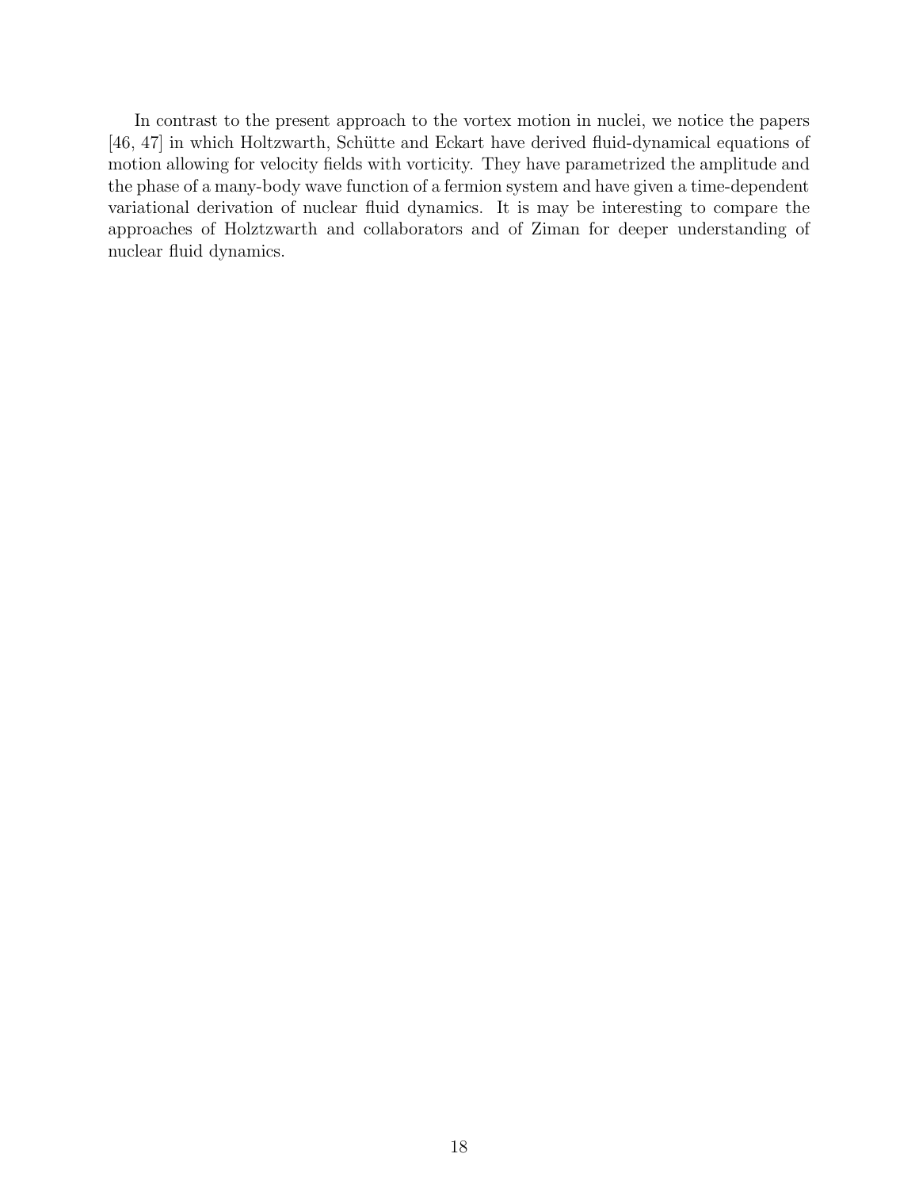In contrast to the present approach to the vortex motion in nuclei, we notice the papers [46, 47] in which Holtzwarth, Schütte and Eckart have derived fluid-dynamical equations of motion allowing for velocity fields with vorticity. They have parametrized the amplitude and the phase of a many-body wave function of a fermion system and have given a time-dependent variational derivation of nuclear fluid dynamics. It is may be interesting to compare the approaches of Holztzwarth and collaborators and of Ziman for deeper understanding of nuclear fluid dynamics.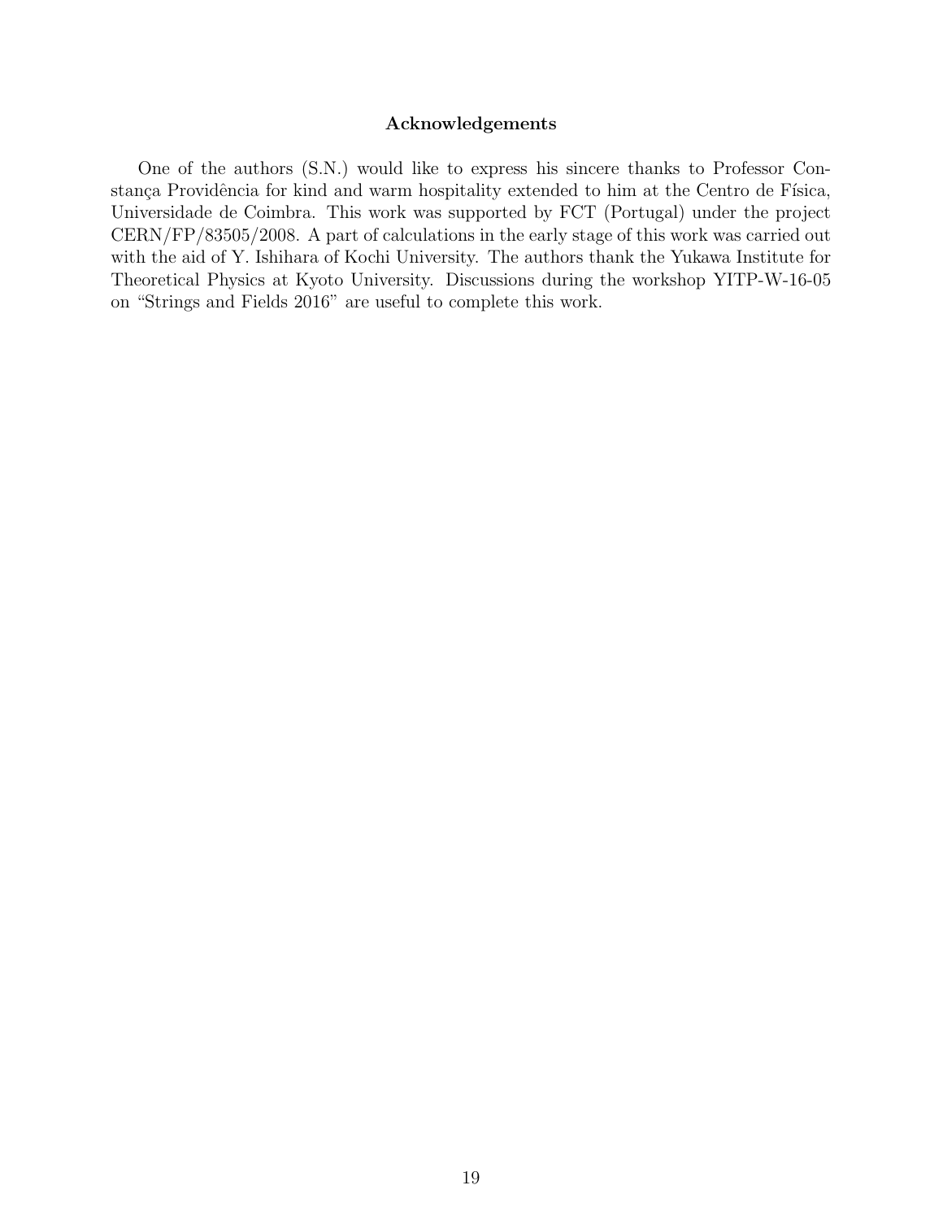## Acknowledgements

One of the authors (S.N.) would like to express his sincere thanks to Professor Constança Providência for kind and warm hospitality extended to him at the Centro de Física, Universidade de Coimbra. This work was supported by FCT (Portugal) under the project CERN/FP/83505/2008. A part of calculations in the early stage of this work was carried out with the aid of Y. Ishihara of Kochi University. The authors thank the Yukawa Institute for Theoretical Physics at Kyoto University. Discussions during the workshop YITP-W-16-05 on "Strings and Fields 2016" are useful to complete this work.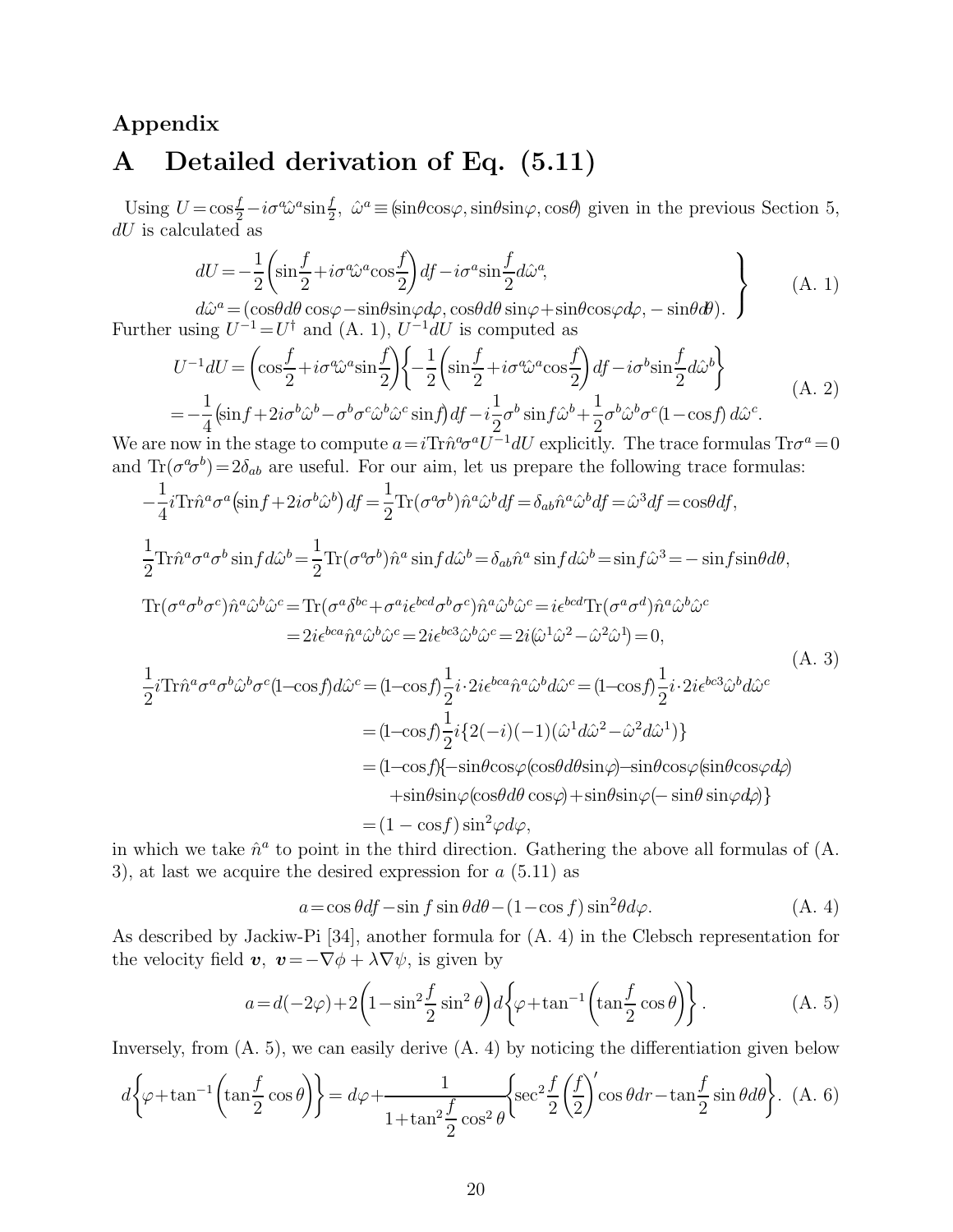## Appendix

# A Detailed derivation of Eq. (5.11)

Using $U = \cos\frac{f}{2} - i\sigma^a\hat{\omega}^a\sin\frac{f}{2}$, $\hat{\omega}^a \equiv (\sin\theta\cos\varphi, \sin\theta\sin\varphi, \cos\theta)$ given in the previous Section 5, $dU$ is calculated as

$$
\left.
\begin{aligned}
&dU = -\frac{1}{2}\left(\sin\frac{f}{2} + i\sigma^a\hat{\omega}^a\cos\frac{f}{2}\right)df - i\sigma^a\sin\frac{f}{2}d\hat{\omega}^a, \\
&d\hat{\omega}^a = (\cos\theta d\theta\cos\varphi - \sin\theta\sin\varphi d\varphi, \cos\theta d\theta\sin\varphi + \sin\theta\cos\varphi d\varphi, -\sin\theta d\theta).
\end{aligned}
\right\} \quad \text{(A. 1)}
$$

Further using $U^{-1} = U^\dagger$ and (A. 1), $U^{-1}dU$ is computed as

$$
\begin{aligned}
U^{-1}dU &= \left(\cos\frac{f}{2} + i\sigma^a\hat{\omega}^a\sin\frac{f}{2}\right)\left\{-\frac{1}{2}\left(\sin\frac{f}{2} + i\sigma^a\hat{\omega}^a\cos\frac{f}{2}\right)df - i\sigma^b\sin\frac{f}{2}d\hat{\omega}^b\right\} \\
&= -\frac{1}{4}\left(\sin f + 2i\sigma^b\hat{\omega}^b - \sigma^b\sigma^c\hat{\omega}^b\hat{\omega}^c\sin f\right)df - i\frac{1}{2}\sigma^b\sin f d\hat{\omega}^b + \frac{1}{2}\sigma^b\hat{\omega}^b\sigma^c(1-\cos f)\, d\hat{\omega}^c.
\end{aligned} \quad \text{(A. 2)}
$$

We are now in the stage to compute $a = i\mathrm{Tr}\hat{n}^a\sigma^a U^{-1}dU$ explicitly. The trace formulas $\mathrm{Tr}\sigma^a = 0$ and $\mathrm{Tr}(\sigma^a\sigma^b) = 2\delta_{ab}$ are useful. For our aim, let us prepare the following trace formulas:

$$
\begin{aligned}
&-\frac{1}{4}i\mathrm{Tr}\hat{n}^a\sigma^a\left(\sin f + 2i\sigma^b\hat{\omega}^b\right)df = \frac{1}{2}\mathrm{Tr}(\sigma^a\sigma^b)\hat{n}^a\hat{\omega}^b df = \delta_{ab}\hat{n}^a\hat{\omega}^b df = \hat{\omega}^3 df = \cos\theta df, \\
&\frac{1}{2}\mathrm{Tr}\hat{n}^a\sigma^a\sigma^b\sin f d\hat{\omega}^b = \frac{1}{2}\mathrm{Tr}(\sigma^a\sigma^b)\hat{n}^a\sin f d\hat{\omega}^b = \delta_{ab}\hat{n}^a\sin f d\hat{\omega}^b = \sin f\hat{\omega}^3 = -\sin f\sin\theta d\theta, \\
&\mathrm{Tr}(\sigma^a\sigma^b\sigma^c)\hat{n}^a\hat{\omega}^b\hat{\omega}^c = \mathrm{Tr}(\sigma^a\delta^{bc} + \sigma^a i\epsilon^{bcd}\sigma^b\sigma^c)\hat{n}^a\hat{\omega}^b\hat{\omega}^c = i\epsilon^{bcd}\mathrm{Tr}(\sigma^a\sigma^d)\hat{n}^a\hat{\omega}^b\hat{\omega}^c \\
&\qquad = 2i\epsilon^{bca}\hat{n}^a\hat{\omega}^b\hat{\omega}^c = 2i\epsilon^{bc3}\hat{\omega}^b\hat{\omega}^c = 2i(\hat{\omega}^1\hat{\omega}^2 - \hat{\omega}^2\hat{\omega}^1) = 0, \\
&\frac{1}{2}i\mathrm{Tr}\hat{n}^a\sigma^a\sigma^b\hat{\omega}^b\sigma^c(1-\cos f)d\hat{\omega}^c = (1-\cos f)\frac{1}{2}i\cdot 2i\epsilon^{bca}\hat{n}^a\hat{\omega}^b d\hat{\omega}^c = (1-\cos f)\frac{1}{2}i\cdot 2i\epsilon^{bc3}\hat{\omega}^b d\hat{\omega}^c \\
&\qquad = (1-\cos f)\frac{1}{2}i\{2(-i)(-1)(\hat{\omega}^1 d\hat{\omega}^2 - \hat{\omega}^2 d\hat{\omega}^1)\} \\
&\qquad = (1-\cos f)\{-\sin\theta\cos\varphi(\cos\theta d\theta\sin\varphi) - \sin\theta\cos\varphi(\sin\theta\cos\varphi d\varphi) \\
&\qquad\quad + \sin\theta\sin\varphi(\cos\theta d\theta\cos\varphi) + \sin\theta\sin\varphi(-\sin\theta\sin\varphi d\varphi)\} \\
&\qquad = (1-\cos f)\sin^2\varphi d\varphi,
\end{aligned} \quad \text{(A. 3)}
$$

in which we take $\hat{n}^a$ to point in the third direction. Gathering the above all formulas of (A. 3), at last we acquire the desired expression for $a$ (5.11) as

$$
a = \cos\theta df - \sin f\sin\theta d\theta - (1-\cos f)\sin^2\theta d\varphi. \quad \text{(A. 4)}
$$

As described by Jackiw-Pi [34], another formula for (A. 4) in the Clebsch representation for the velocity field $\boldsymbol{v}$, $\boldsymbol{v} = -\nabla\phi + \lambda\nabla\psi$, is given by

$$
a = d(-2\varphi) + 2\left(1 - \sin^2\frac{f}{2}\sin^2\theta\right)d\left\{\varphi + \tan^{-1}\left(\tan\frac{f}{2}\cos\theta\right)\right\}. \quad \text{(A. 5)}
$$

Inversely, from (A. 5), we can easily derive (A. 4) by noticing the differentiation given below

$$
d\left\{\varphi + \tan^{-1}\left(\tan\frac{f}{2}\cos\theta\right)\right\} = d\varphi + \frac{1}{1 + \tan^2\frac{f}{2}\cos^2\theta}\left\{\sec^2\frac{f}{2}\left(\frac{f}{2}\right)'\cos\theta dr - \tan\frac{f}{2}\sin\theta d\theta\right\}. \quad \text{(A. 6)}
$$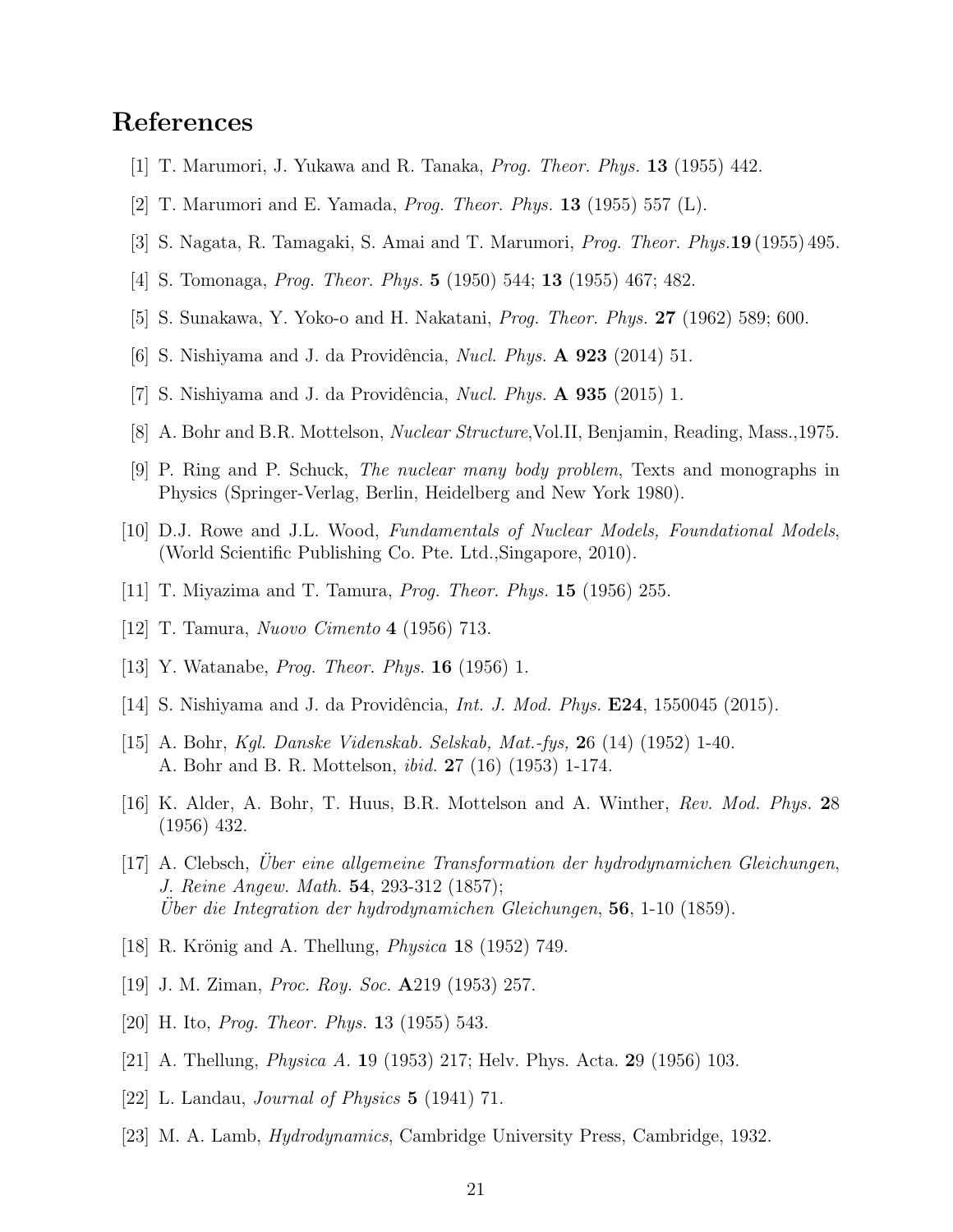# References

[1] T. Marumori, J. Yukawa and R. Tanaka, *Prog. Theor. Phys.* **13** (1955) 442.

[2] T. Marumori and E. Yamada, *Prog. Theor. Phys.* **13** (1955) 557 (L).

[3] S. Nagata, R. Tamagaki, S. Amai and T. Marumori, *Prog. Theor. Phys.* **19** (1955) 495.

[4] S. Tomonaga, *Prog. Theor. Phys.* **5** (1950) 544; **13** (1955) 467; 482.

[5] S. Sunakawa, Y. Yoko-o and H. Nakatani, *Prog. Theor. Phys.* **27** (1962) 589; 600.

[6] S. Nishiyama and J. da Providência, *Nucl. Phys.* **A 923** (2014) 51.

[7] S. Nishiyama and J. da Providência, *Nucl. Phys.* **A 935** (2015) 1.

[8] A. Bohr and B.R. Mottelson, *Nuclear Structure*,Vol.II, Benjamin, Reading, Mass.,1975.

[9] P. Ring and P. Schuck, *The nuclear many body problem*, Texts and monographs in Physics (Springer-Verlag, Berlin, Heidelberg and New York 1980).

[10] D.J. Rowe and J.L. Wood, *Fundamentals of Nuclear Models, Foundational Models*, (World Scientific Publishing Co. Pte. Ltd.,Singapore, 2010).

[11] T. Miyazima and T. Tamura, *Prog. Theor. Phys.* **15** (1956) 255.

[12] T. Tamura, *Nuovo Cimento* **4** (1956) 713.

[13] Y. Watanabe, *Prog. Theor. Phys.* **16** (1956) 1.

[14] S. Nishiyama and J. da Providência, *Int. J. Mod. Phys.* **E24**, 1550045 (2015).

[15] A. Bohr, *Kgl. Danske Videnskab. Selskab, Mat.-fys,* **2**6 (14) (1952) 1-40.
A. Bohr and B. R. Mottelson, *ibid.* **27** (16) (1953) 1-174.

[16] K. Alder, A. Bohr, T. Huus, B.R. Mottelson and A. Winther, *Rev. Mod. Phys.* **2**8 (1956) 432.

[17] A. Clebsch, *Über eine allgemeine Transformation der hydrodynamichen Gleichungen*, *J. Reine Angew. Math.* **54**, 293-312 (1857);
*Über die Integration der hydrodynamichen Gleichungen*, **56**, 1-10 (1859).

[18] R. Krönig and A. Thellung, *Physica* **1**8 (1952) 749.

[19] J. M. Ziman, *Proc. Roy. Soc.* **A**219 (1953) 257.

[20] H. Ito, *Prog. Theor. Phys.* **1**3 (1955) 543.

[21] A. Thellung, *Physica A.* **1**9 (1953) 217; Helv. Phys. Acta. **2**9 (1956) 103.

[22] L. Landau, *Journal of Physics* **5** (1941) 71.

[23] M. A. Lamb, *Hydrodynamics*, Cambridge University Press, Cambridge, 1932.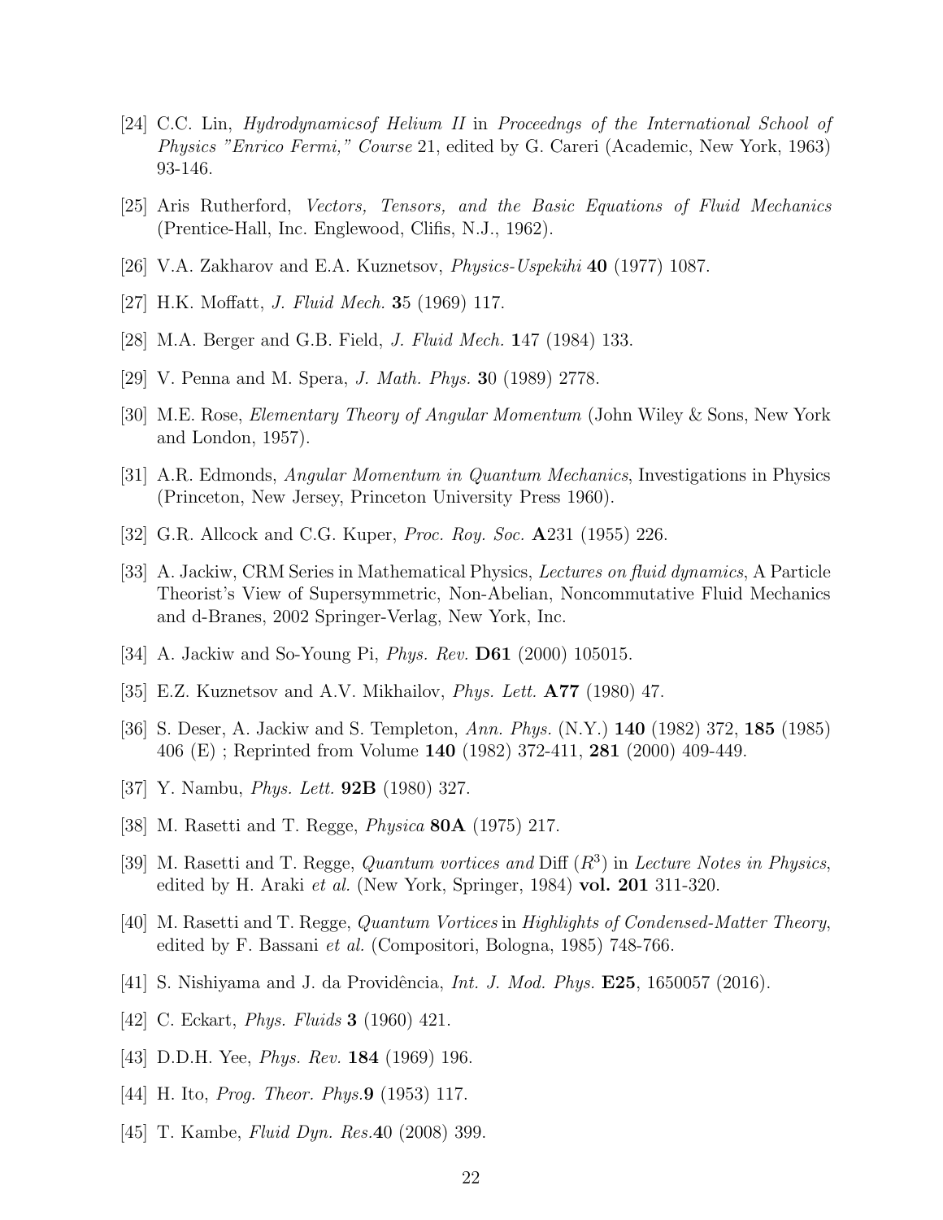[24] C.C. Lin, *Hydrodynamicsof Helium II* in *Proceedngs of the International School of Physics "Enrico Fermi," Course* 21, edited by G. Careri (Academic, New York, 1963) 93-146.

[25] Aris Rutherford, *Vectors, Tensors, and the Basic Equations of Fluid Mechanics* (Prentice-Hall, Inc. Englewood, Clifis, N.J., 1962).

[26] V.A. Zakharov and E.A. Kuznetsov, *Physics-Uspekihi* **40** (1977) 1087.

[27] H.K. Moffatt, *J. Fluid Mech.* **3**5 (1969) 117.

[28] M.A. Berger and G.B. Field, *J. Fluid Mech.* **1**47 (1984) 133.

[29] V. Penna and M. Spera, *J. Math. Phys.* **3**0 (1989) 2778.

[30] M.E. Rose, *Elementary Theory of Angular Momentum* (John Wiley & Sons, New York and London, 1957).

[31] A.R. Edmonds, *Angular Momentum in Quantum Mechanics*, Investigations in Physics (Princeton, New Jersey, Princeton University Press 1960).

[32] G.R. Allcock and C.G. Kuper, *Proc. Roy. Soc.* **A**231 (1955) 226.

[33] A. Jackiw, CRM Series in Mathematical Physics, *Lectures on fluid dynamics*, A Particle Theorist's View of Supersymmetric, Non-Abelian, Noncommutative Fluid Mechanics and d-Branes, 2002 Springer-Verlag, New York, Inc.

[34] A. Jackiw and So-Young Pi, *Phys. Rev.* **D61** (2000) 105015.

[35] E.Z. Kuznetsov and A.V. Mikhailov, *Phys. Lett.* **A77** (1980) 47.

[36] S. Deser, A. Jackiw and S. Templeton, *Ann. Phys.* (N.Y.) **140** (1982) 372, **185** (1985) 406 (E) ; Reprinted from Volume **140** (1982) 372-411, **281** (2000) 409-449.

[37] Y. Nambu, *Phys. Lett.* **92B** (1980) 327.

[38] M. Rasetti and T. Regge, *Physica* **80A** (1975) 217.

[39] M. Rasetti and T. Regge, *Quantum vortices and* Diff $(R^3)$ in *Lecture Notes in Physics*, edited by H. Araki *et al.* (New York, Springer, 1984) **vol. 201** 311-320.

[40] M. Rasetti and T. Regge, *Quantum Vortices* in *Highlights of Condensed-Matter Theory*, edited by F. Bassani *et al.* (Compositori, Bologna, 1985) 748-766.

[41] S. Nishiyama and J. da Providência, *Int. J. Mod. Phys.* **E25**, 1650057 (2016).

[42] C. Eckart, *Phys. Fluids* **3** (1960) 421.

[43] D.D.H. Yee, *Phys. Rev.* **184** (1969) 196.

[44] H. Ito, *Prog. Theor. Phys.***9** (1953) 117.

[45] T. Kambe, *Fluid Dyn. Res.***4**0 (2008) 399.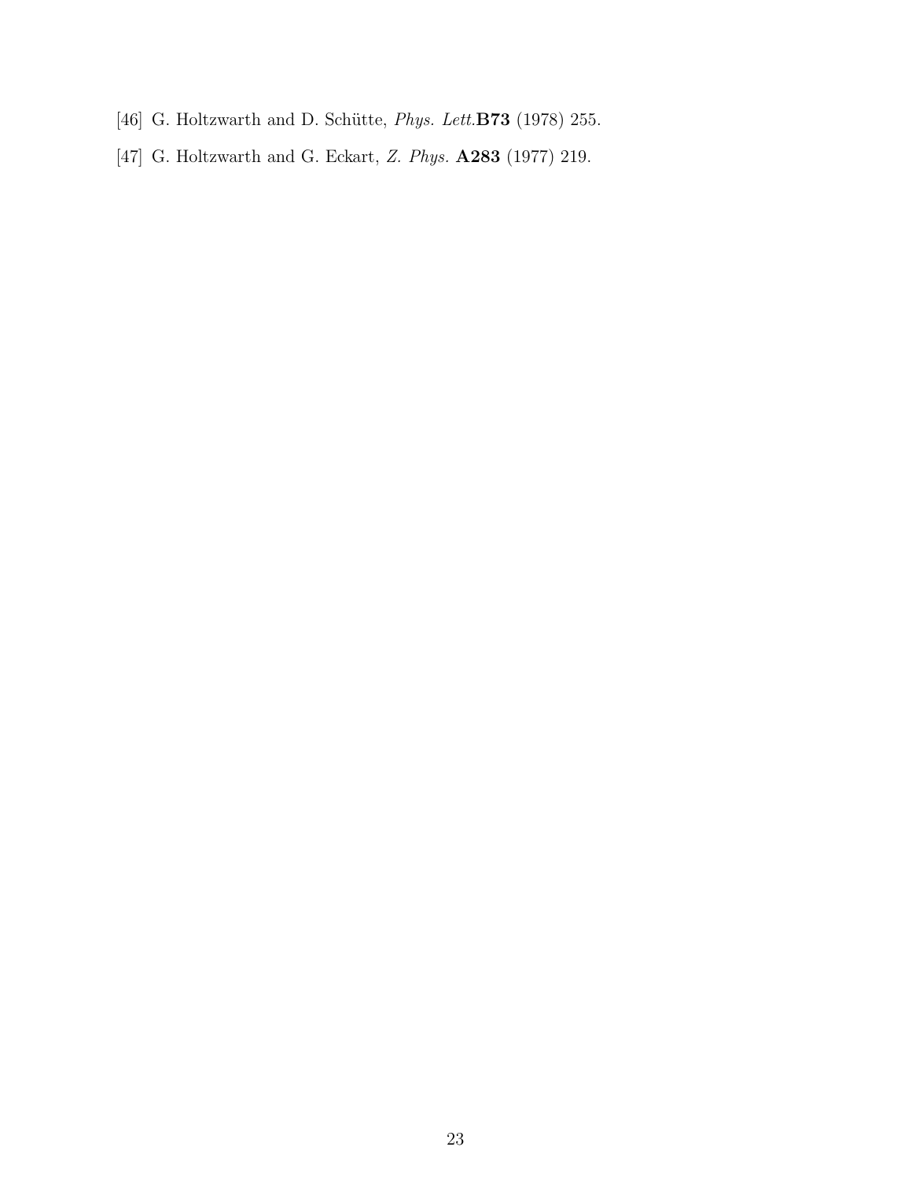[46] G. Holtzwarth and D. Schütte, *Phys. Lett.* **B73** (1978) 255.

[47] G. Holtzwarth and G. Eckart, *Z. Phys.* **A283** (1977) 219.